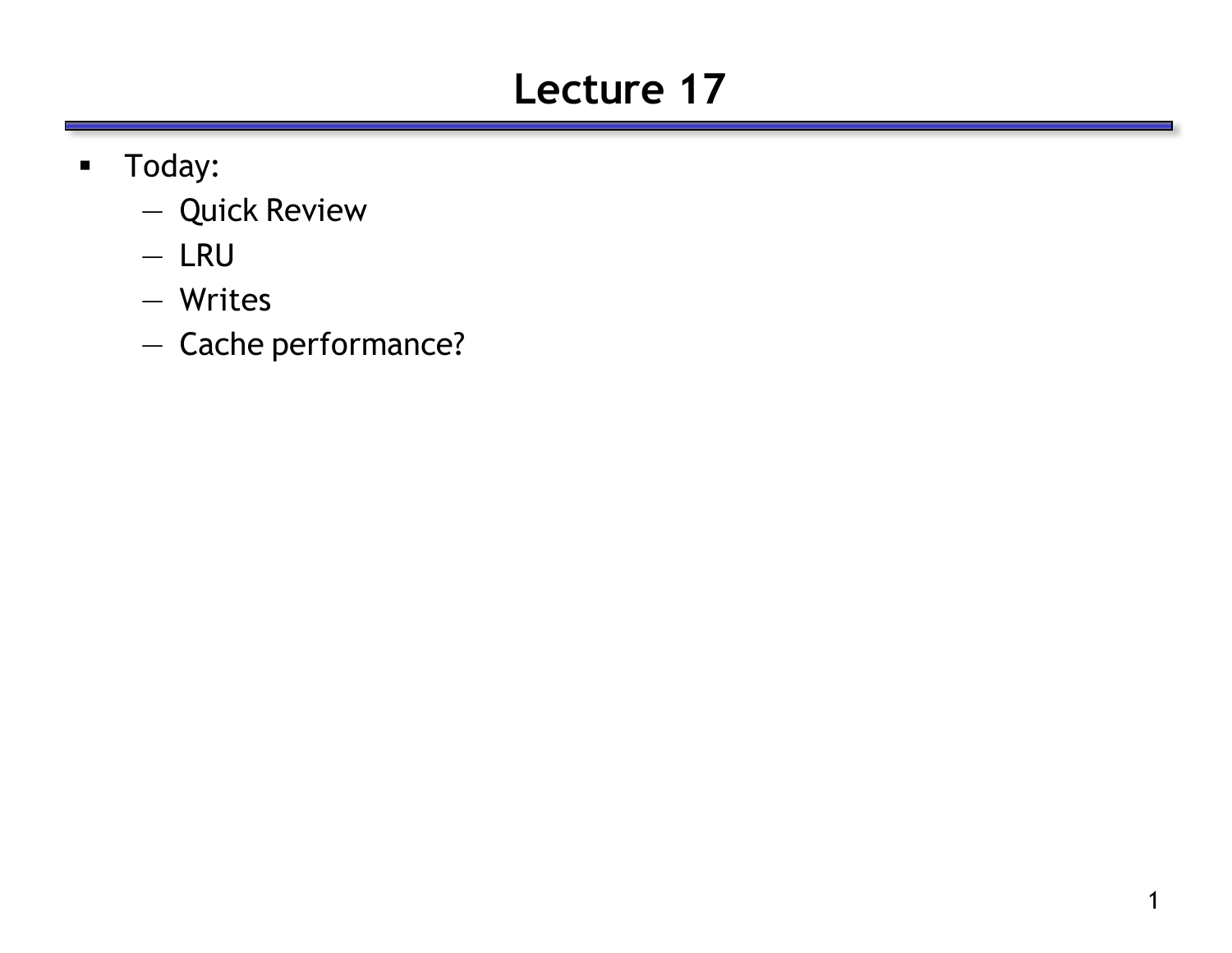# Lecture 17

- Today:
  - Quick Review
  - LRU
  - Writes
  - Cache performance?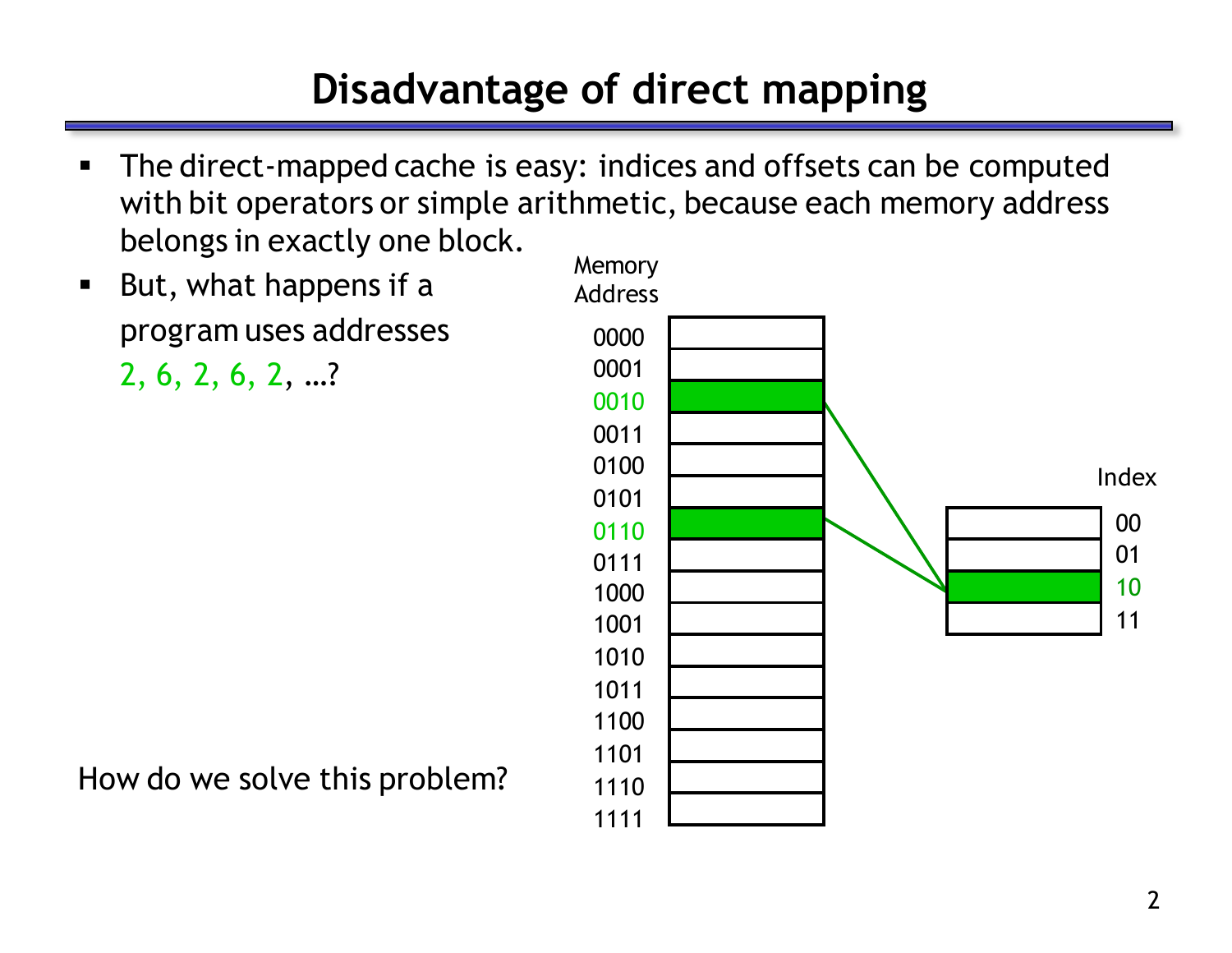# Disadvantage of direct mapping

- The direct-mapped cache is easy: indices and offsets can be computed with bit operators or simple arithmetic, because each memory address belongs in exactly one block.
- But, what happens if a program uses addresses 2, 6, 2, 6, 2, …?

How do we solve this problem?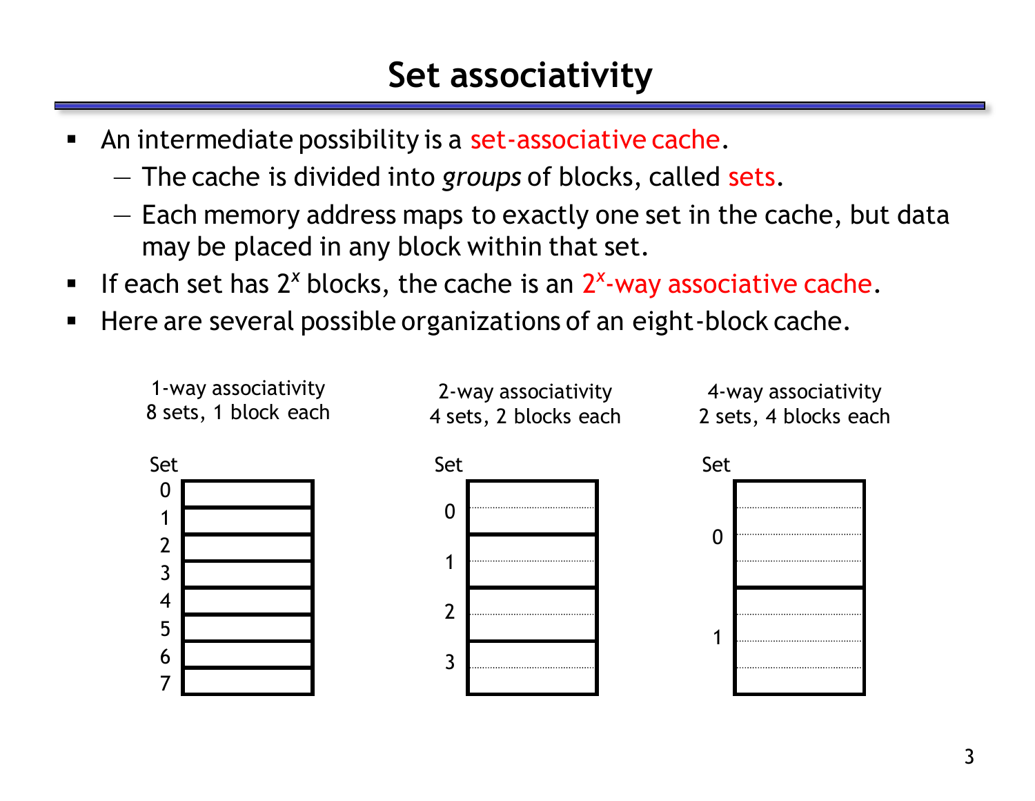# Set associativity

- An intermediate possibility is a set-associative cache.
  - The cache is divided into *groups* of blocks, called sets.
  - Each memory address maps to exactly one set in the cache, but data may be placed in any block within that set.
- If each set has $2^x$ blocks, the cache is an $2^x$-way associative cache.
- Here are several possible organizations of an eight-block cache.

1-way associativity
8 sets, 1 block each

Set
0
1
2
3
4
5
6
7

2-way associativity
4 sets, 2 blocks each

Set
0
1
2
3

4-way associativity
2 sets, 4 blocks each

Set
0
1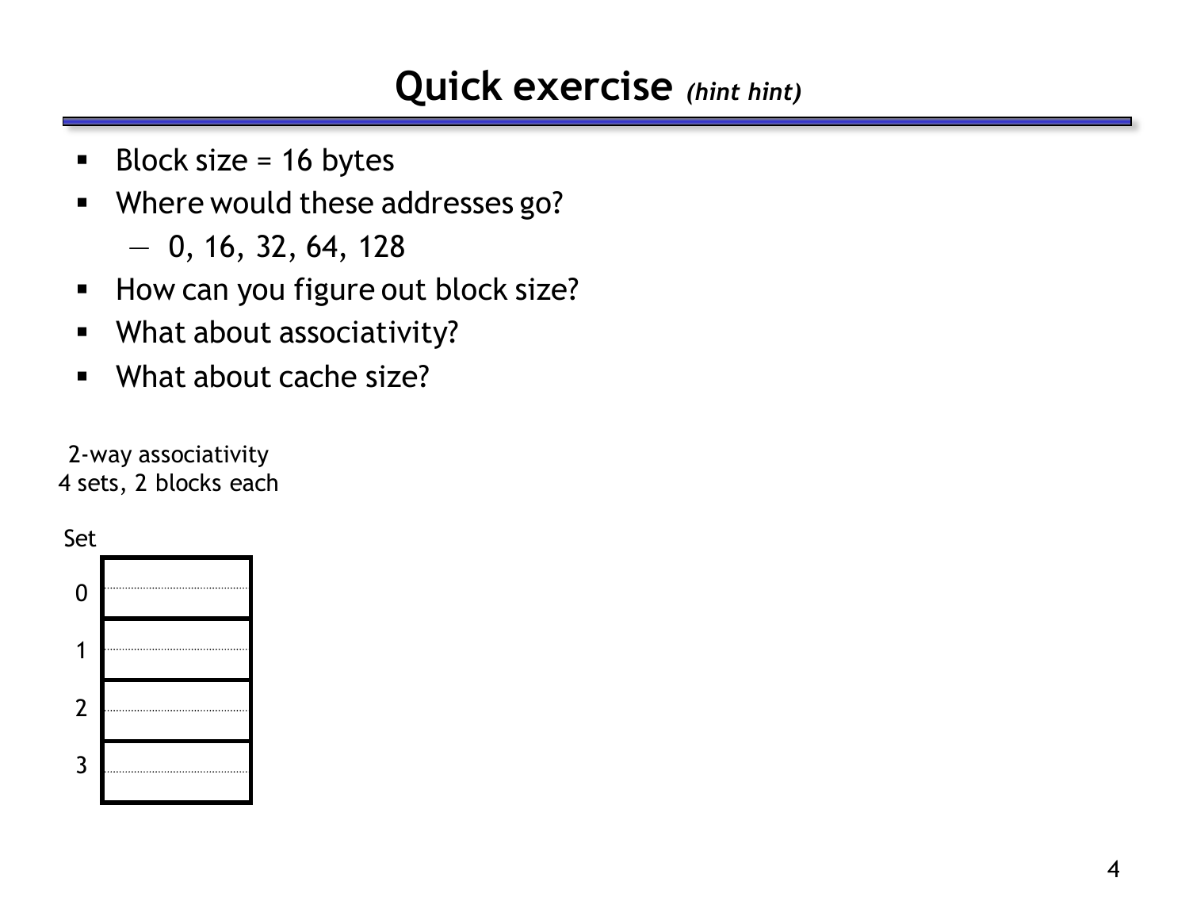# Quick exercise *(hint hint)*

- Block size = 16 bytes
- Where would these addresses go?
  - 0, 16, 32, 64, 128
- How can you figure out block size?
- What about associativity?
- What about cache size?

2-way associativity
4 sets, 2 blocks each

| Set | |
|---|---|
| 0 | |
| 1 | |
| 2 | |
| 3 | |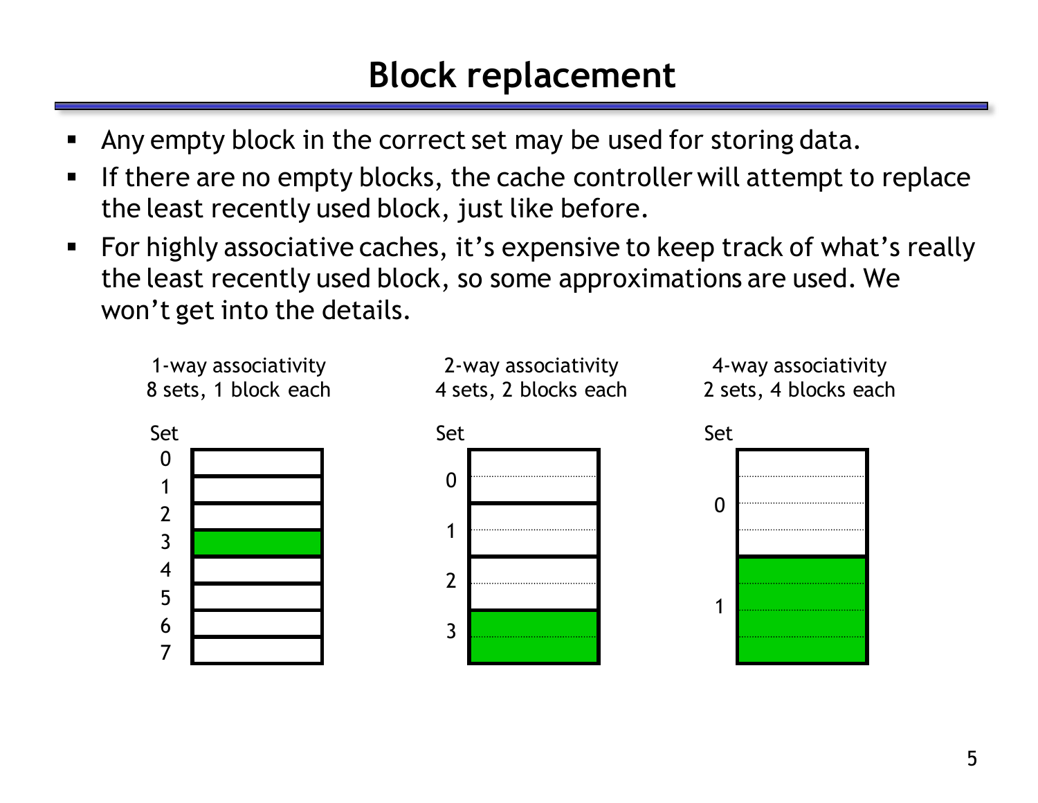# Block replacement

- Any empty block in the correct set may be used for storing data.
- If there are no empty blocks, the cache controller will attempt to replace the least recently used block, just like before.
- For highly associative caches, it's expensive to keep track of what's really the least recently used block, so some approximations are used. We won't get into the details.

1-way associativity
8 sets, 1 block each

2-way associativity
4 sets, 2 blocks each

4-way associativity
2 sets, 4 blocks each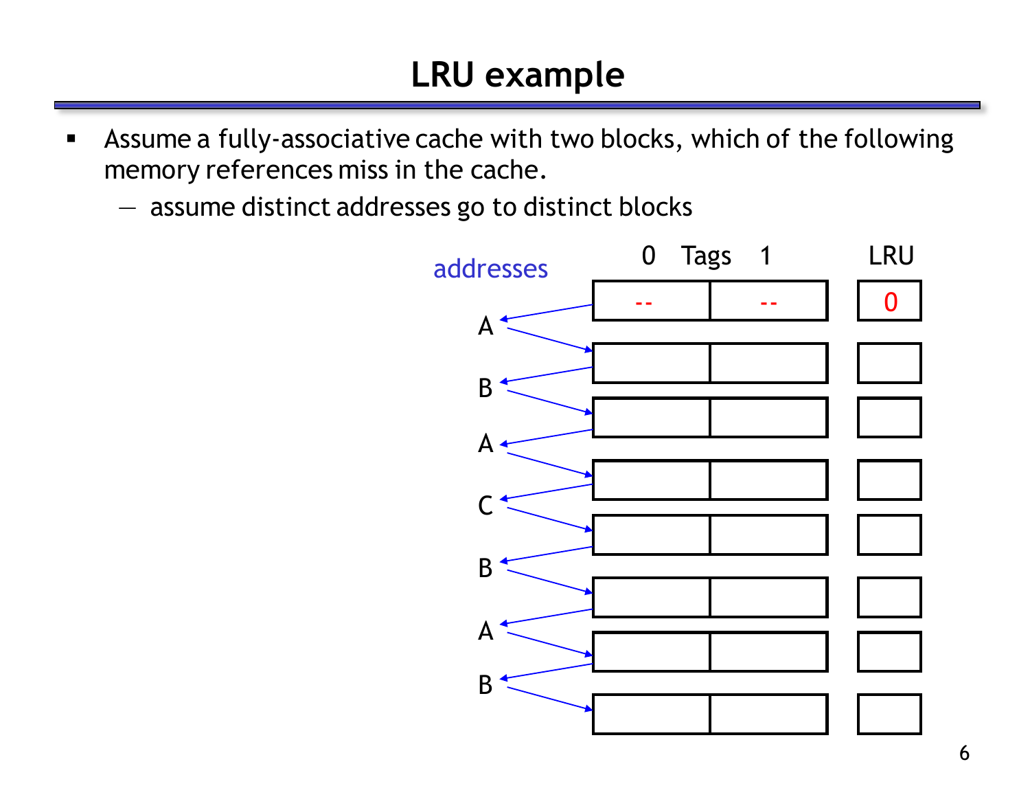# LRU example

- Assume a fully-associative cache with two blocks, which of the following memory references miss in the cache.
  - assume distinct addresses go to distinct blocks

| addresses | Tags 0 | Tags 1 | LRU |
| --- | --- | --- | --- |
| | -- | -- | 0 |
| A | | | |
| B | | | |
| A | | | |
| C | | | |
| B | | | |
| A | | | |
| B | | | |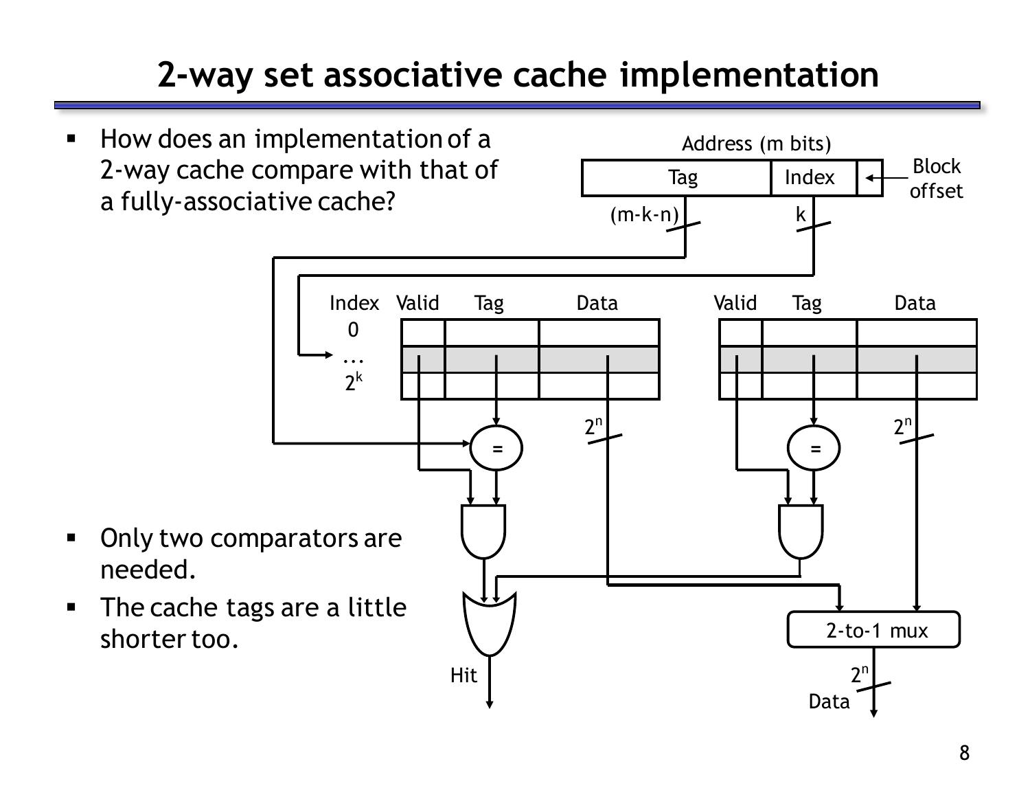# 2-way set associative cache implementation

- How does an implementation of a 2-way cache compare with that of a fully-associative cache?

- Only two comparators are needed.
- The cache tags are a little shorter too.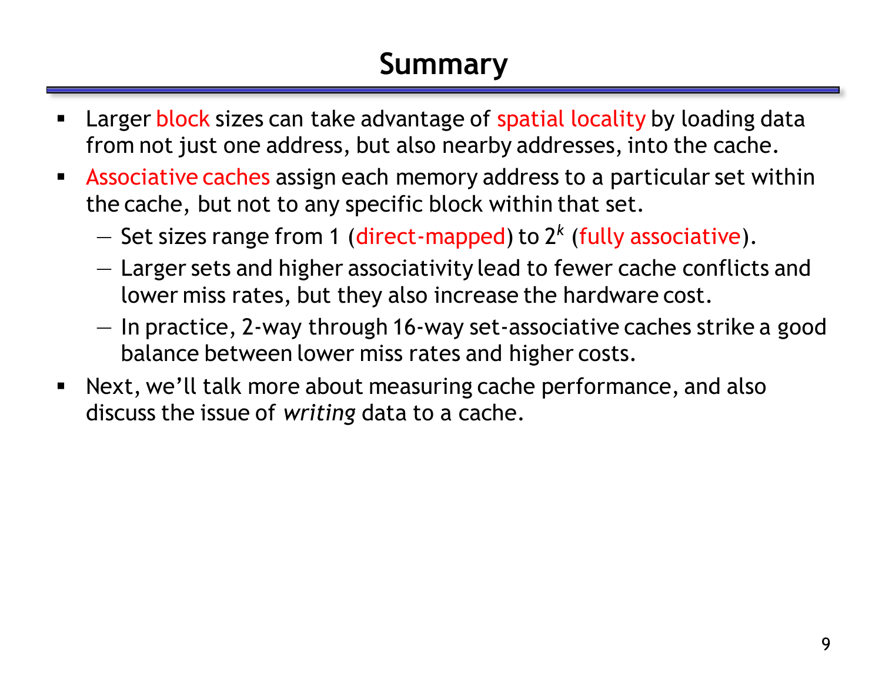# Summary

- Larger block sizes can take advantage of spatial locality by loading data from not just one address, but also nearby addresses, into the cache.
- Associative caches assign each memory address to a particular set within the cache, but not to any specific block within that set.
  - Set sizes range from 1 (direct-mapped) to $2^k$ (fully associative).
  - Larger sets and higher associativity lead to fewer cache conflicts and lower miss rates, but they also increase the hardware cost.
  - In practice, 2-way through 16-way set-associative caches strike a good balance between lower miss rates and higher costs.
- Next, we'll talk more about measuring cache performance, and also discuss the issue of *writing* data to a cache.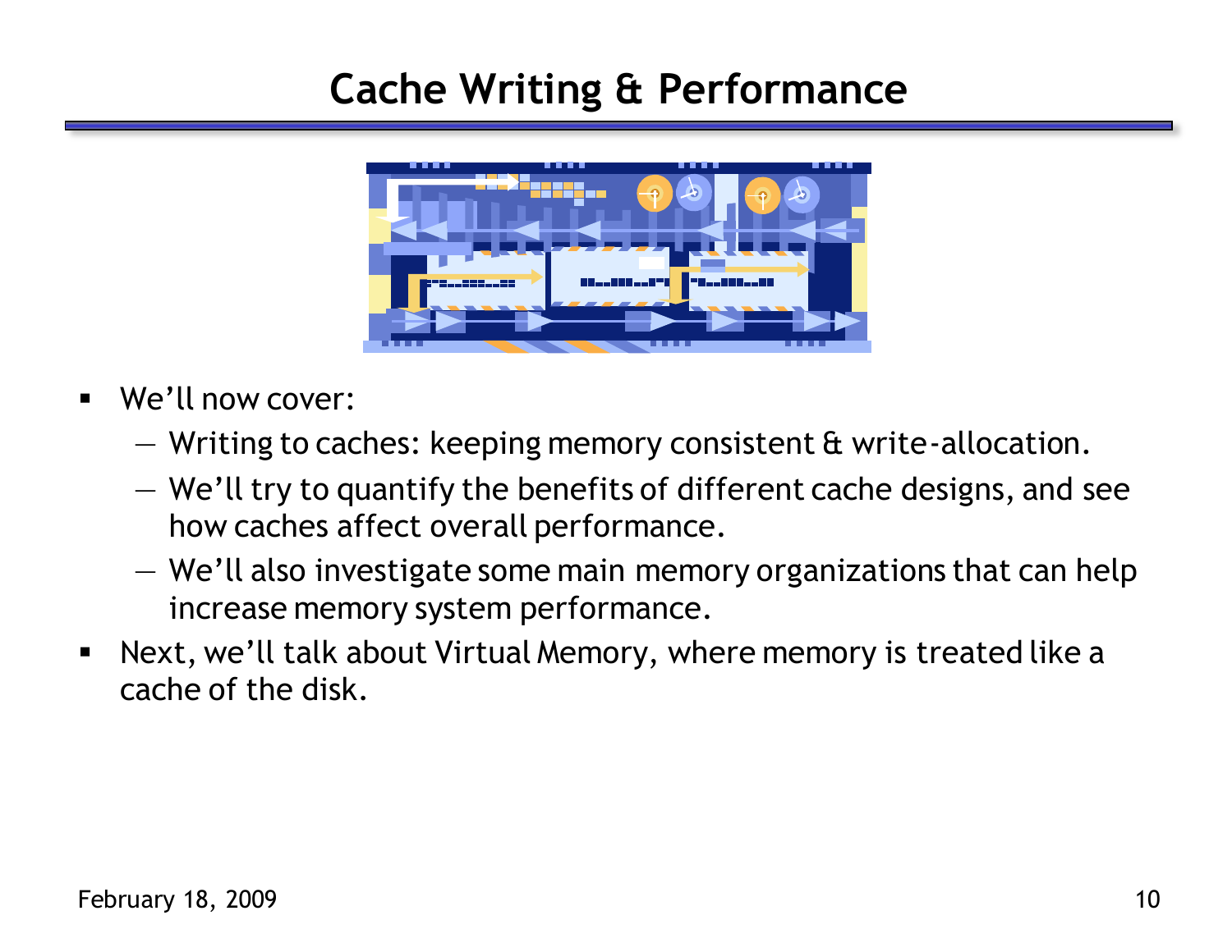# Cache Writing & Performance

- We'll now cover:
  - Writing to caches: keeping memory consistent & write-allocation.
  - We'll try to quantify the benefits of different cache designs, and see how caches affect overall performance.
  - We'll also investigate some main memory organizations that can help increase memory system performance.
- Next, we'll talk about Virtual Memory, where memory is treated like a cache of the disk.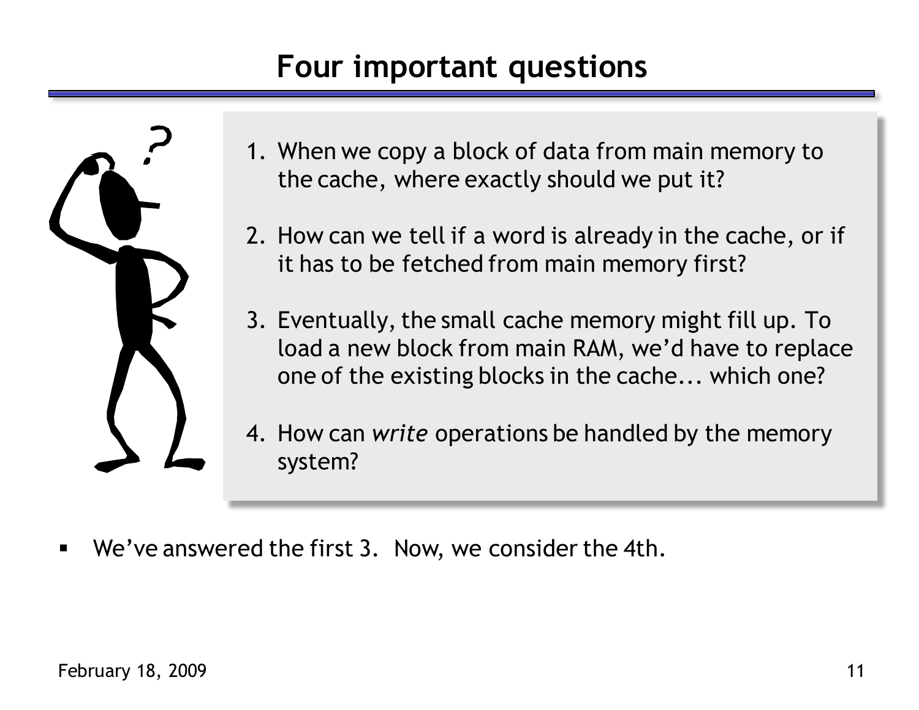# Four important questions

1. When we copy a block of data from main memory to the cache, where exactly should we put it?

2. How can we tell if a word is already in the cache, or if it has to be fetched from main memory first?

3. Eventually, the small cache memory might fill up. To load a new block from main RAM, we'd have to replace one of the existing blocks in the cache... which one?

4. How can *write* operations be handled by the memory system?

- We've answered the first 3. Now, we consider the 4th.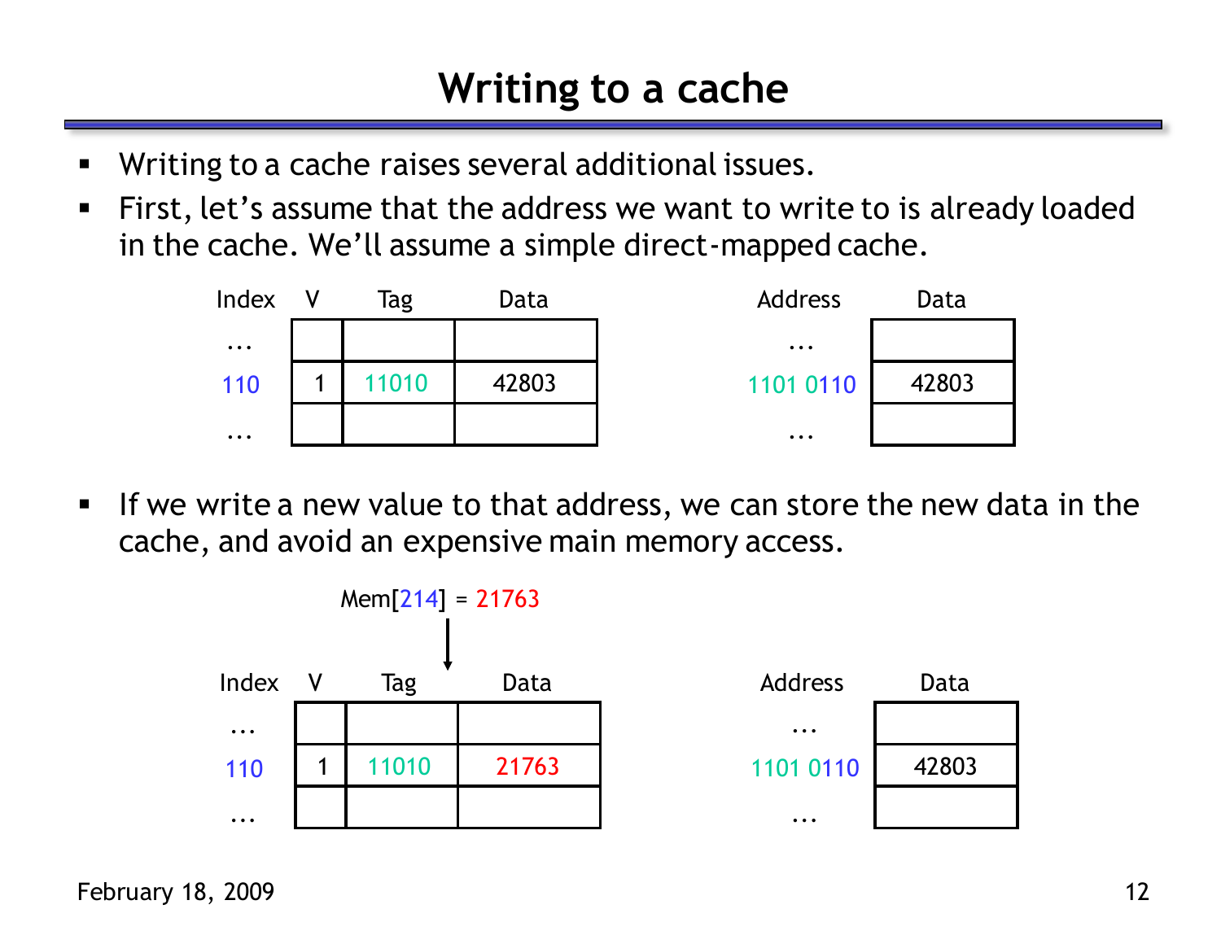# Writing to a cache

- Writing to a cache raises several additional issues.
- First, let's assume that the address we want to write to is already loaded in the cache. We'll assume a simple direct-mapped cache.

| Index | V | Tag | Data |
|---|---|---|---|
| ... | | | |
| 110 | 1 | 11010 | 42803 |
| ... | | | |

| Address | Data |
|---|---|
| ... | |
| 1101 0110 | 42803 |
| ... | |

- If we write a new value to that address, we can store the new data in the cache, and avoid an expensive main memory access.

Mem[214] = 21763

| Index | V | Tag | Data |
|---|---|---|---|
| ... | | | |
| 110 | 1 | 11010 | 21763 |
| ... | | | |

| Address | Data |
|---|---|
| ... | |
| 1101 0110 | 42803 |
| ... | |

February 18, 2009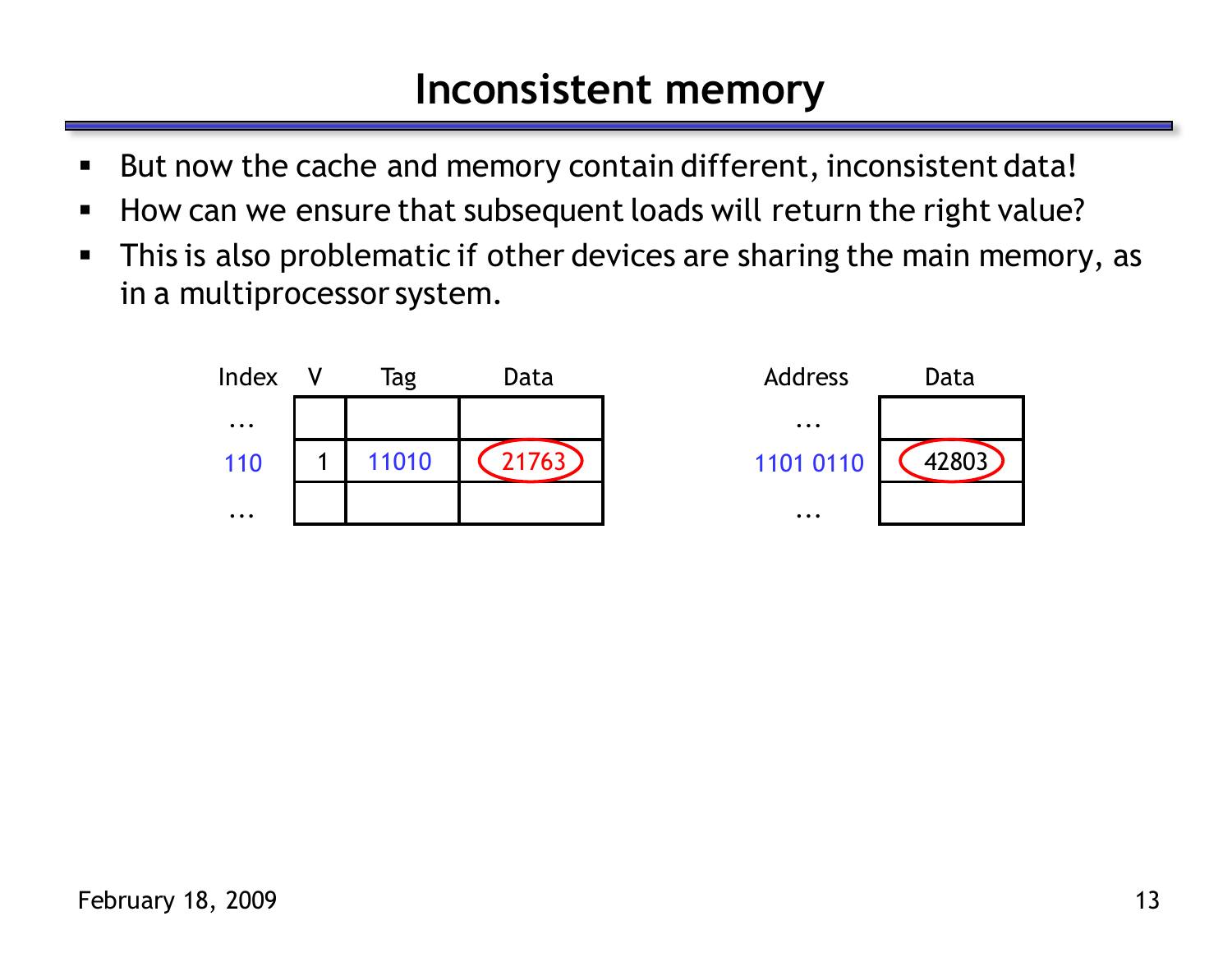# Inconsistent memory

- But now the cache and memory contain different, inconsistent data!
- How can we ensure that subsequent loads will return the right value?
- This is also problematic if other devices are sharing the main memory, as in a multiprocessor system.

| Index | V | Tag | Data |
|---|---|---|---|
| ... | | | |
| 110 | 1 | 11010 | 21763 |
| ... | | | |

| Address | Data |
|---|---|
| ... | |
| 1101 0110 | 42803 |
| ... | |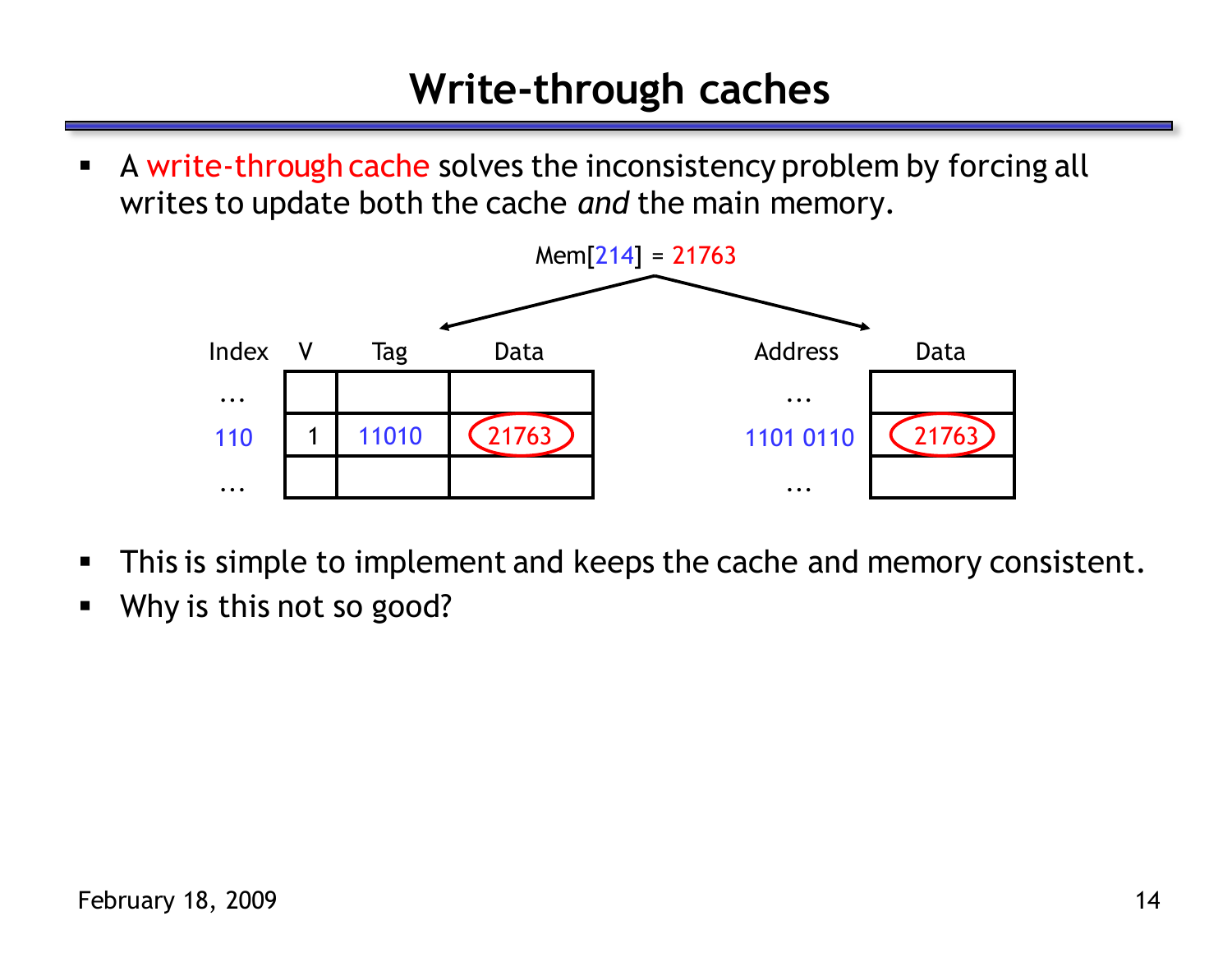# Write-through caches

- A write-through cache solves the inconsistency problem by forcing all writes to update both the cache *and* the main memory.

Mem[214] = 21763

| Index | V | Tag | Data |
|---|---|---|---|
| ... | | | |
| 110 | 1 | 11010 | 21763 |
| ... | | | |

| Address | Data |
|---|---|
| ... | |
| 1101 0110 | 21763 |
| ... | |

- This is simple to implement and keeps the cache and memory consistent.
- Why is this not so good?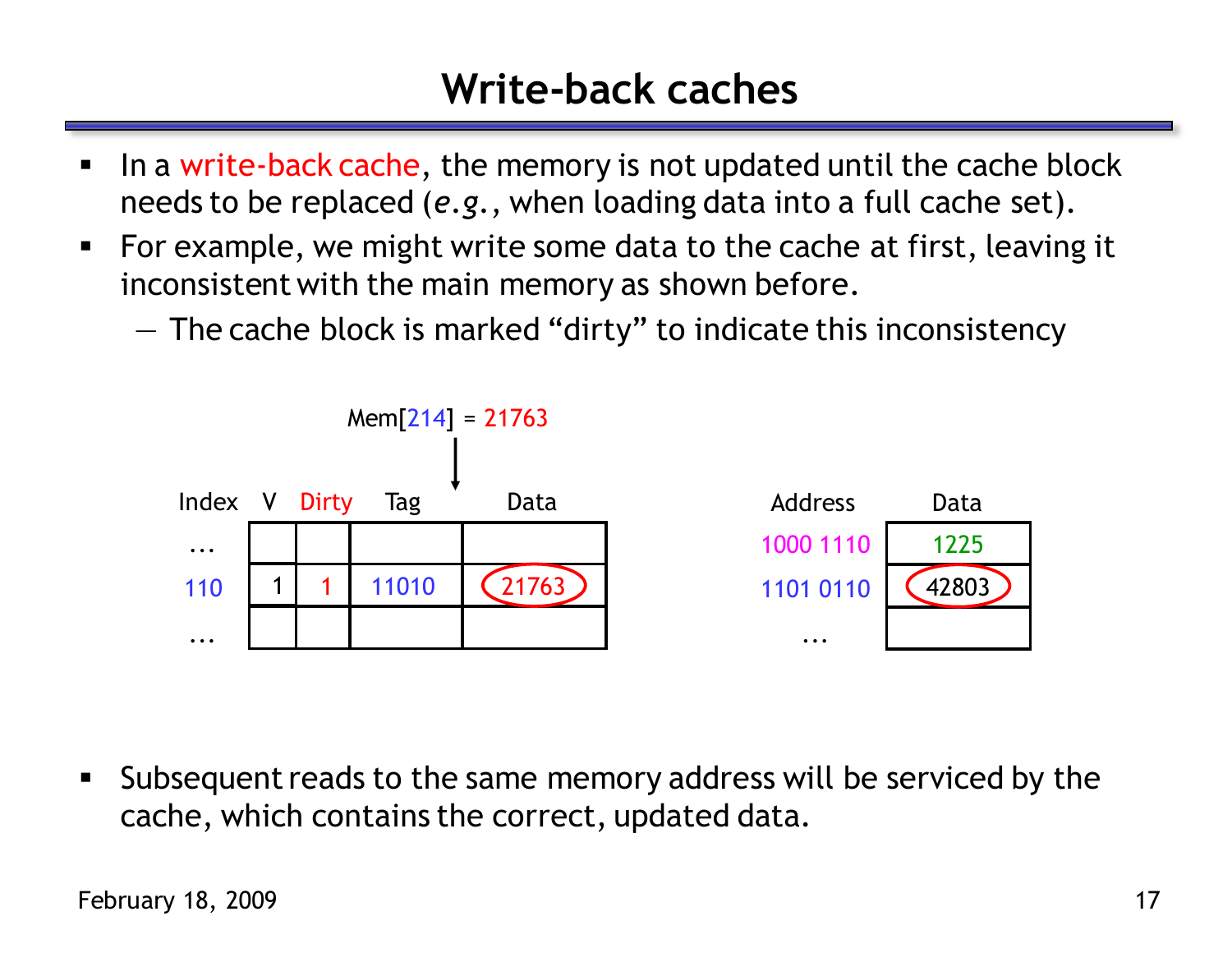# Write-back caches

- In a write-back cache, the memory is not updated until the cache block needs to be replaced (*e.g.*, when loading data into a full cache set).
- For example, we might write some data to the cache at first, leaving it inconsistent with the main memory as shown before.
  - The cache block is marked "dirty" to indicate this inconsistency

Mem[214] = 21763

| Index | V | Dirty | Tag | Data |
|---|---|---|---|---|
| ... | | | | |
| 110 | 1 | 1 | 11010 | 21763 |
| ... | | | | |

| Address | Data |
|---|---|
| 1000 1110 | 1225 |
| 1101 0110 | 42803 |
| ... | |

- Subsequent reads to the same memory address will be serviced by the cache, which contains the correct, updated data.

February 18, 2009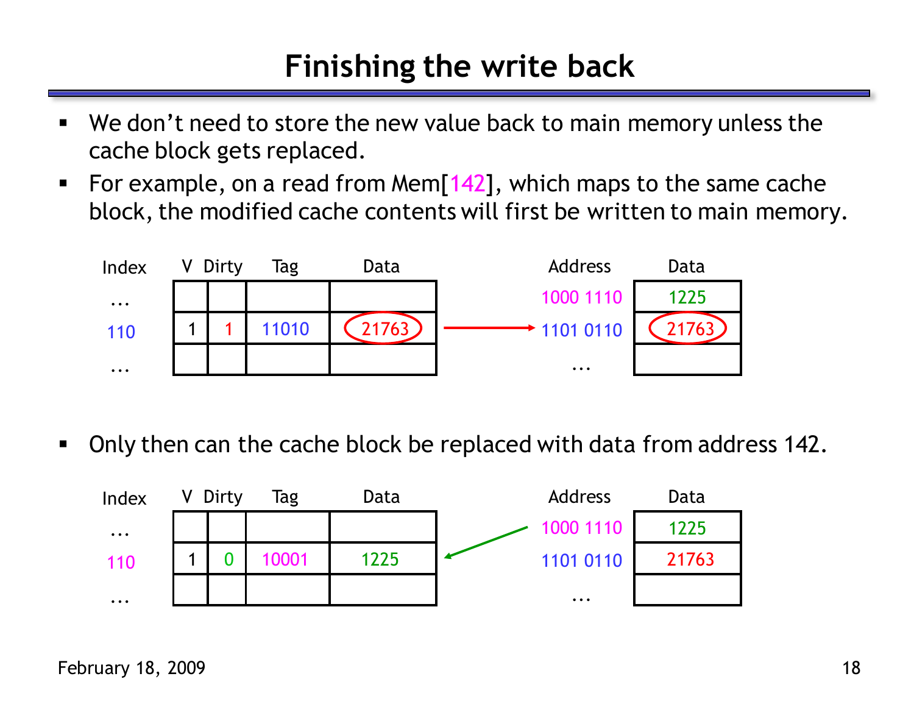# Finishing the write back

- We don't need to store the new value back to main memory unless the cache block gets replaced.
- For example, on a read from Mem[142], which maps to the same cache block, the modified cache contents will first be written to main memory.

| Index | V | Dirty | Tag | Data |
|---|---|---|---|---|
| ... | | | | |
| 110 | 1 | 1 | 11010 | 21763 |
| ... | | | | |

→

| Address | Data |
|---|---|
| 1000 1110 | 1225 |
| 1101 0110 | 21763 |
| ... | |

- Only then can the cache block be replaced with data from address 142.

| Index | V | Dirty | Tag | Data |
|---|---|---|---|---|
| ... | | | | |
| 110 | 1 | 0 | 10001 | 1225 |
| ... | | | | |

←

| Address | Data |
|---|---|
| 1000 1110 | 1225 |
| 1101 0110 | 21763 |
| ... | |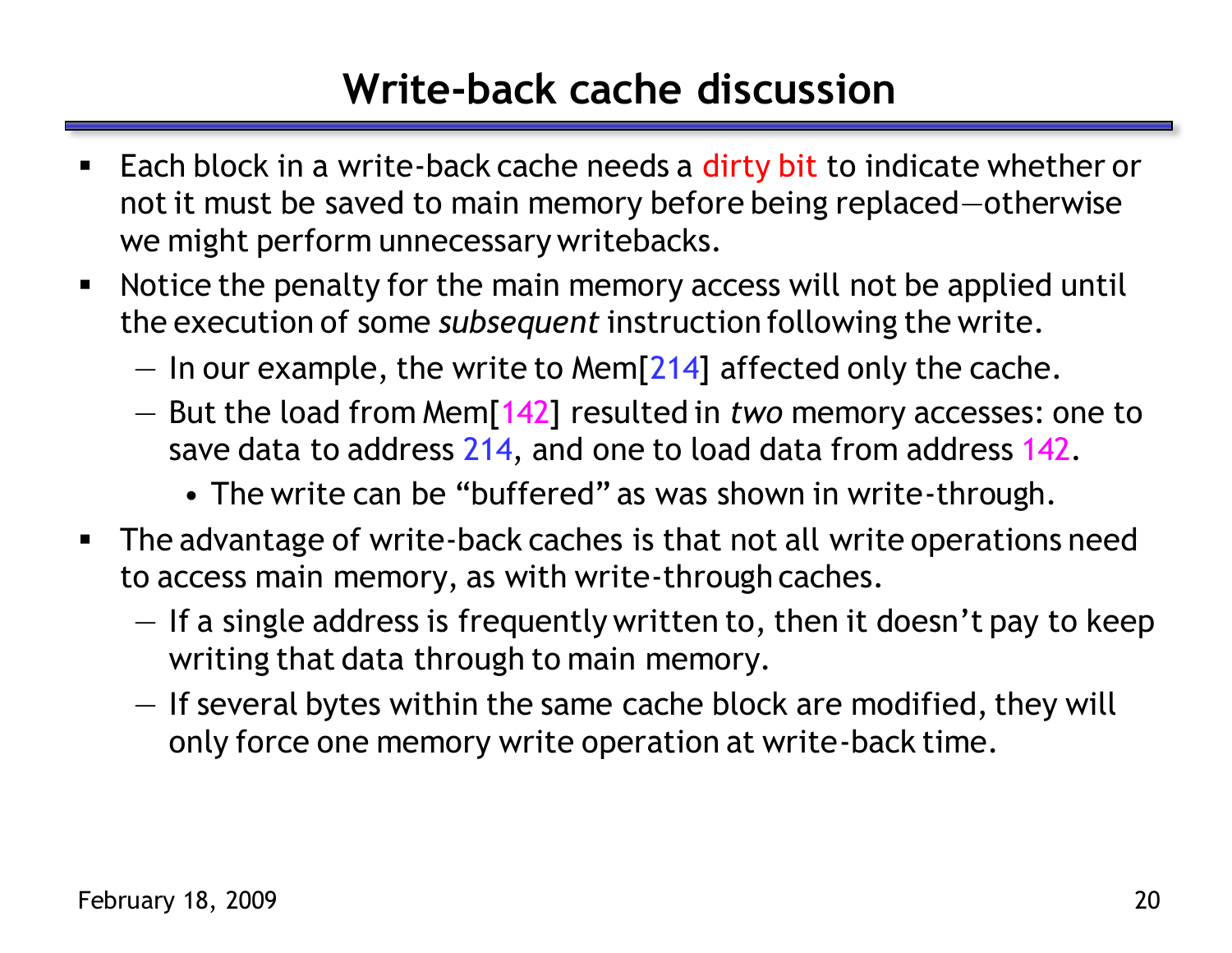# Write-back cache discussion

- Each block in a write-back cache needs a dirty bit to indicate whether or not it must be saved to main memory before being replaced—otherwise we might perform unnecessary writebacks.
- Notice the penalty for the main memory access will not be applied until the execution of some *subsequent* instruction following the write.
  - In our example, the write to Mem[214] affected only the cache.
  - But the load from Mem[142] resulted in *two* memory accesses: one to save data to address 214, and one to load data from address 142.
    - The write can be "buffered" as was shown in write-through.
- The advantage of write-back caches is that not all write operations need to access main memory, as with write-through caches.
  - If a single address is frequently written to, then it doesn't pay to keep writing that data through to main memory.
  - If several bytes within the same cache block are modified, they will only force one memory write operation at write-back time.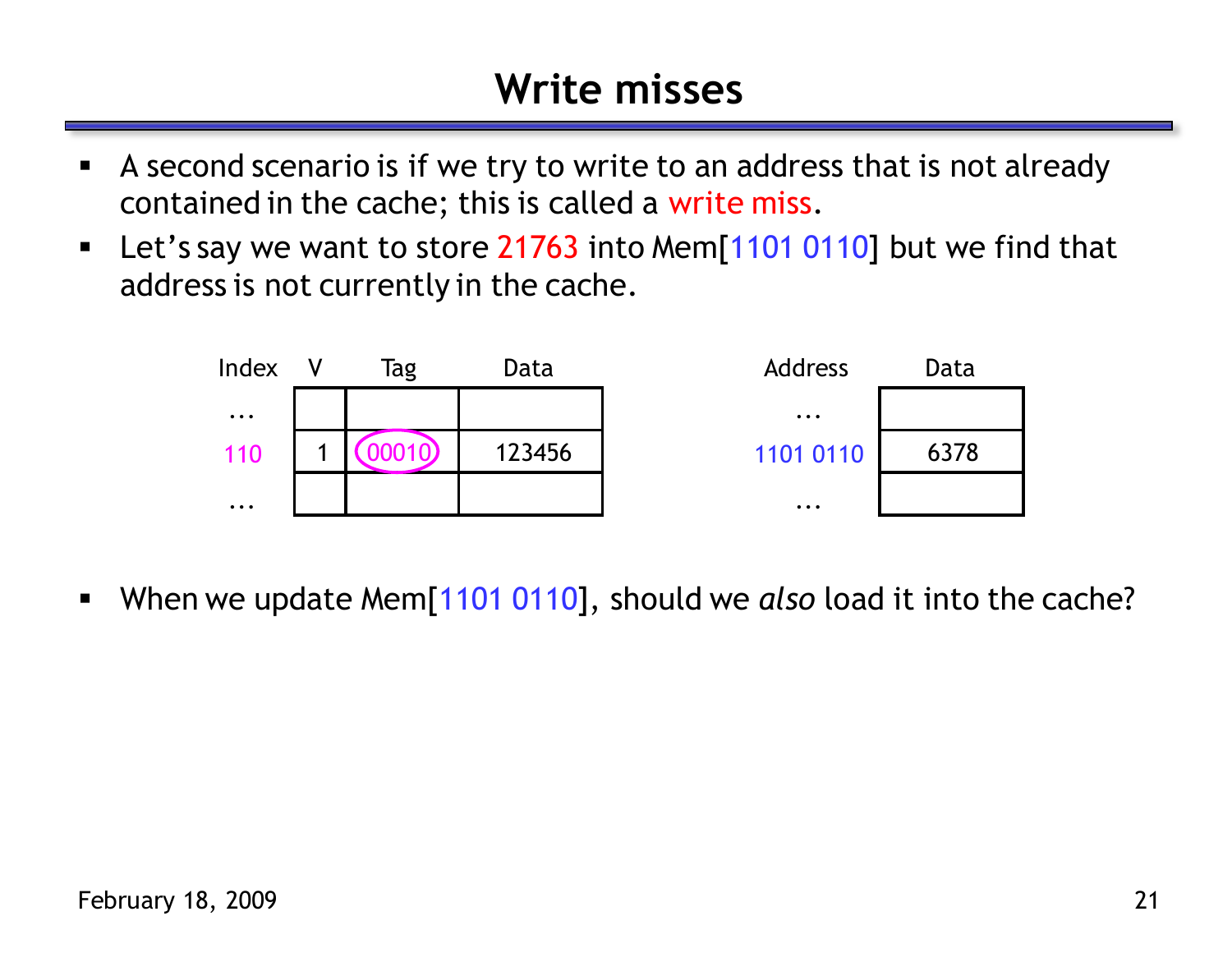# Write misses

- A second scenario is if we try to write to an address that is not already contained in the cache; this is called a write miss.
- Let's say we want to store 21763 into Mem[1101 0110] but we find that address is not currently in the cache.

| Index | V | Tag | Data |
|---|---|---|---|
| ... | | | |
| 110 | 1 | 00010 | 123456 |
| ... | | | |

| Address | Data |
|---|---|
| ... | |
| 1101 0110 | 6378 |
| ... | |

- When we update Mem[1101 0110], should we *also* load it into the cache?

February 18, 2009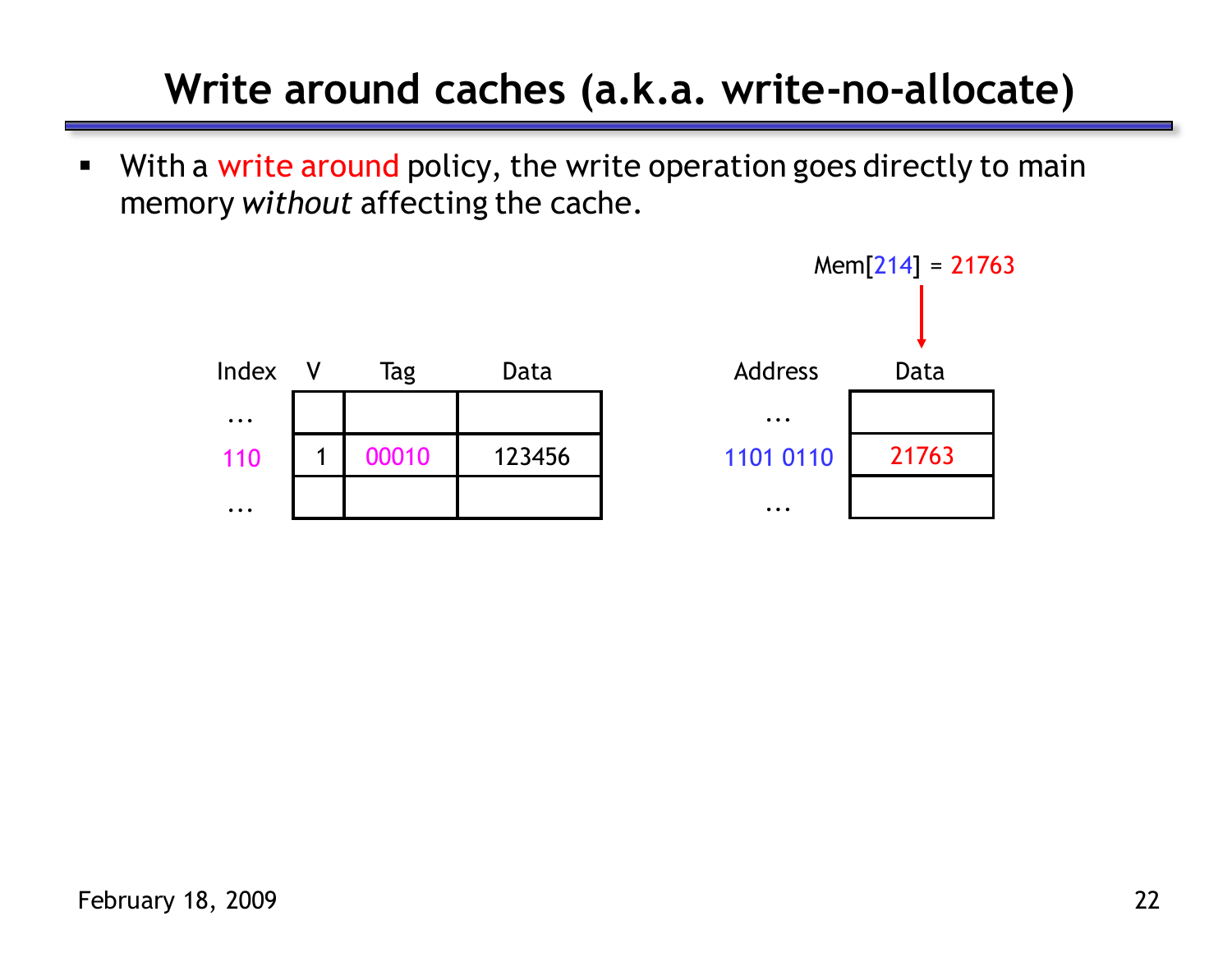# Write around caches (a.k.a. write-no-allocate)

- With a write around policy, the write operation goes directly to main memory *without* affecting the cache.

Mem[214] = 21763

| Index | V | Tag | Data |
|---|---|---|---|
| ... | | | |
| 110 | 1 | 00010 | 123456 |
| ... | | | |

| Address | Data |
|---|---|
| ... | |
| 1101 0110 | 21763 |
| ... | |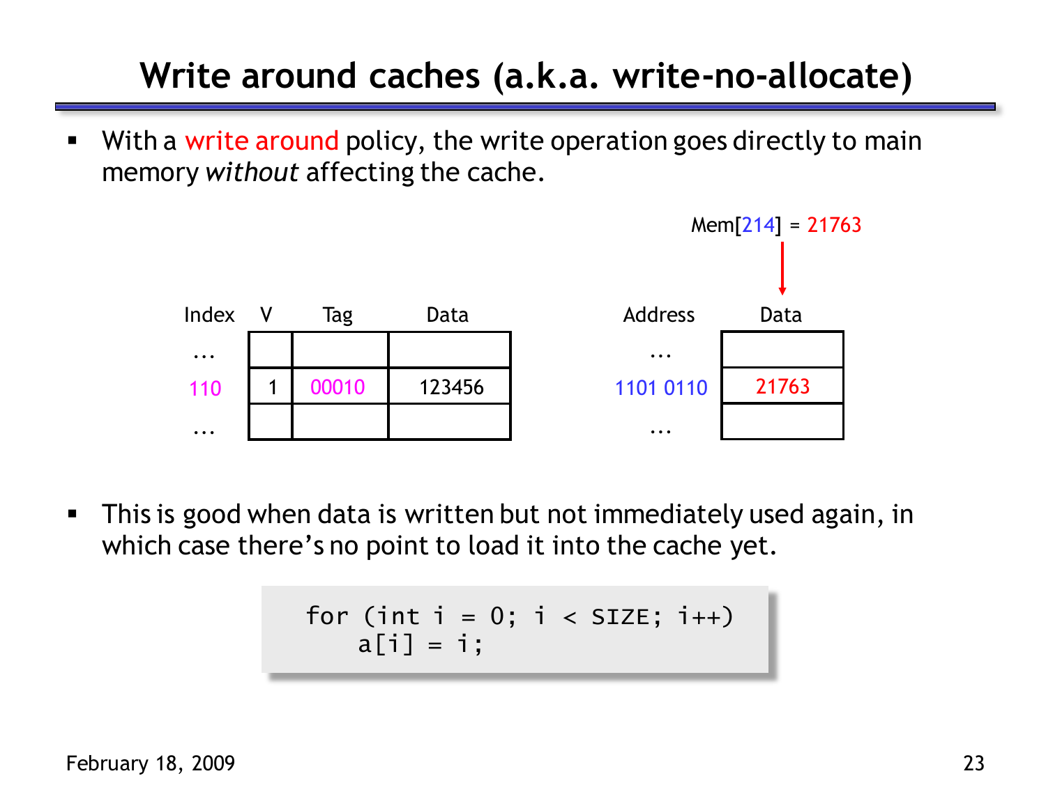# Write around caches (a.k.a. write-no-allocate)

- With a write around policy, the write operation goes directly to main memory *without* affecting the cache.

Mem[214] = 21763

| Index | V | Tag | Data |
|---|---|---|---|
| ... | | | |
| 110 | 1 | 00010 | 123456 |
| ... | | | |

| Address | Data |
|---|---|
| ... | |
| 1101 0110 | 21763 |
| ... | |

- This is good when data is written but not immediately used again, in which case there's no point to load it into the cache yet.

```
for (int i = 0; i < SIZE; i++)
    a[i] = i;
```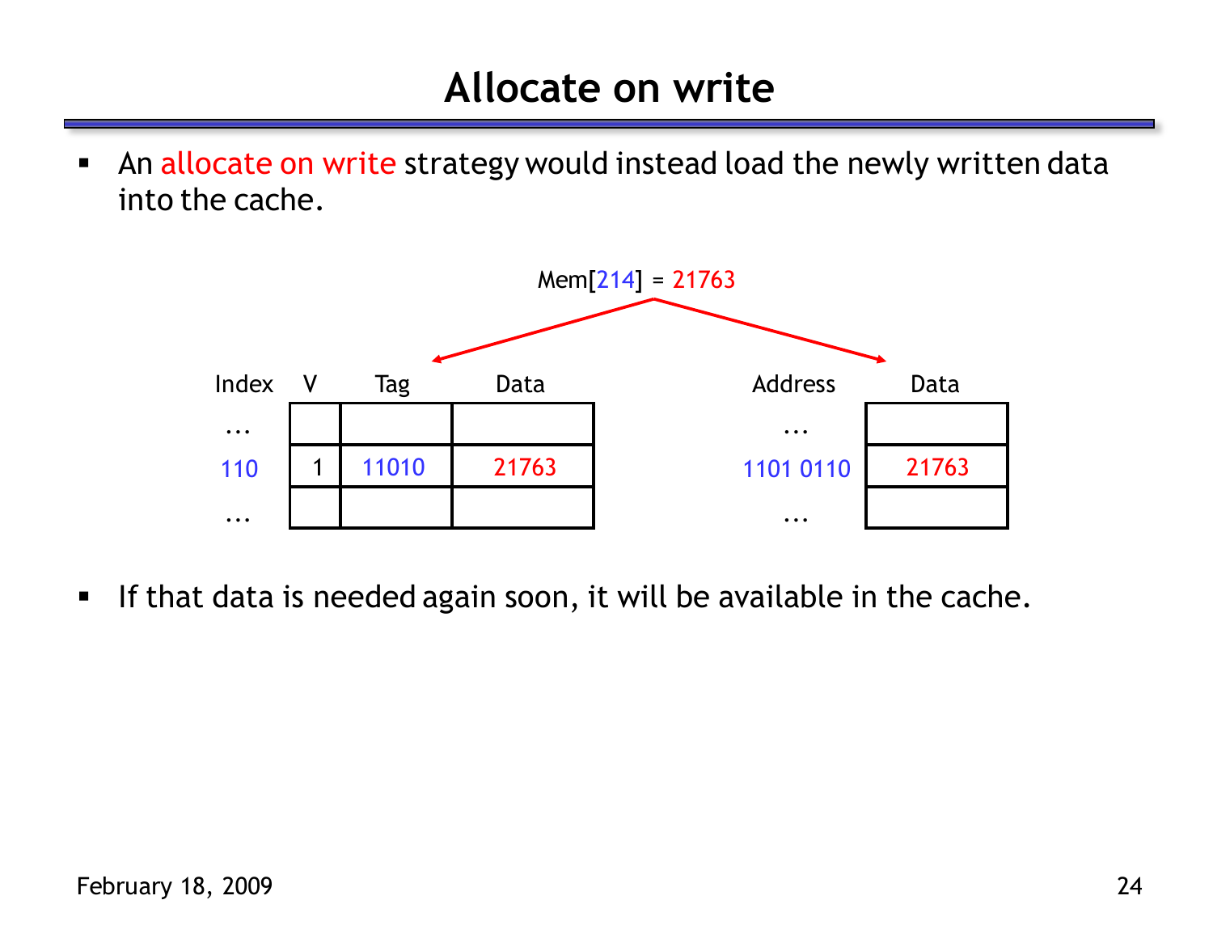# Allocate on write

- An allocate on write strategy would instead load the newly written data into the cache.

Mem[214] = 21763

| Index | V | Tag | Data |
|---|---|---|---|
| ... | | | |
| 110 | 1 | 11010 | 21763 |
| ... | | | |

| Address | Data |
|---|---|
| ... | |
| 1101 0110 | 21763 |
| ... | |

- If that data is needed again soon, it will be available in the cache.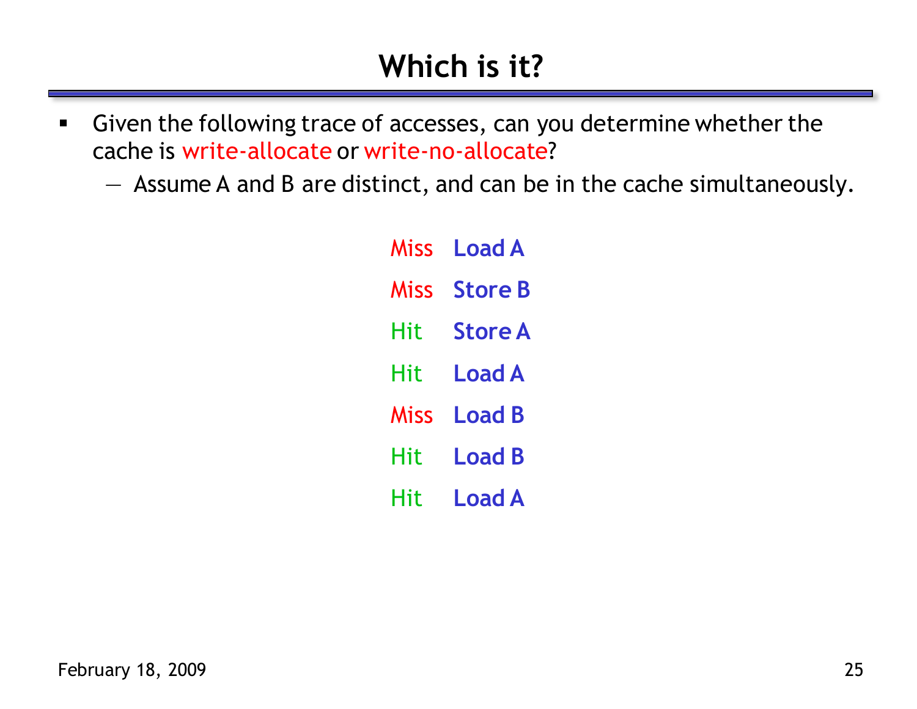# Which is it?

- Given the following trace of accesses, can you determine whether the cache is write-allocate or write-no-allocate?
  - Assume A and B are distinct, and can be in the cache simultaneously.

| | |
|---|---|
| Miss | Load A |
| Miss | Store B |
| Hit | Store A |
| Hit | Load A |
| Miss | Load B |
| Hit | Load B |
| Hit | Load A |

February 18, 2009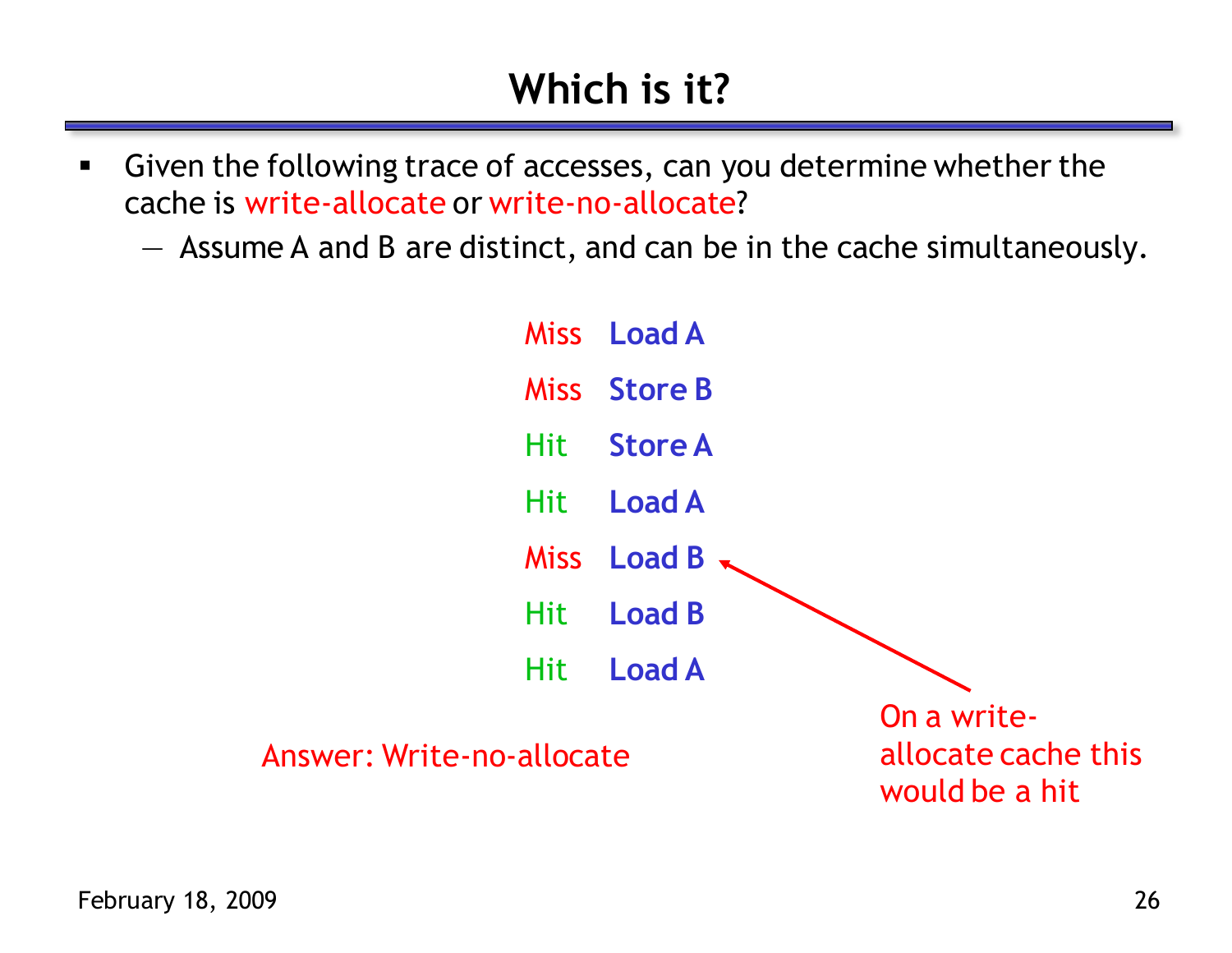# Which is it?

- Given the following trace of accesses, can you determine whether the cache is write-allocate or write-no-allocate?
  - Assume A and B are distinct, and can be in the cache simultaneously.

| | |
|---|---|
| Miss | Load A |
| Miss | Store B |
| Hit | Store A |
| Hit | Load A |
| Miss | Load B |
| Hit | Load B |
| Hit | Load A |

On a write-allocate cache this would be a hit (referring to the Miss on Load B)

Answer: Write-no-allocate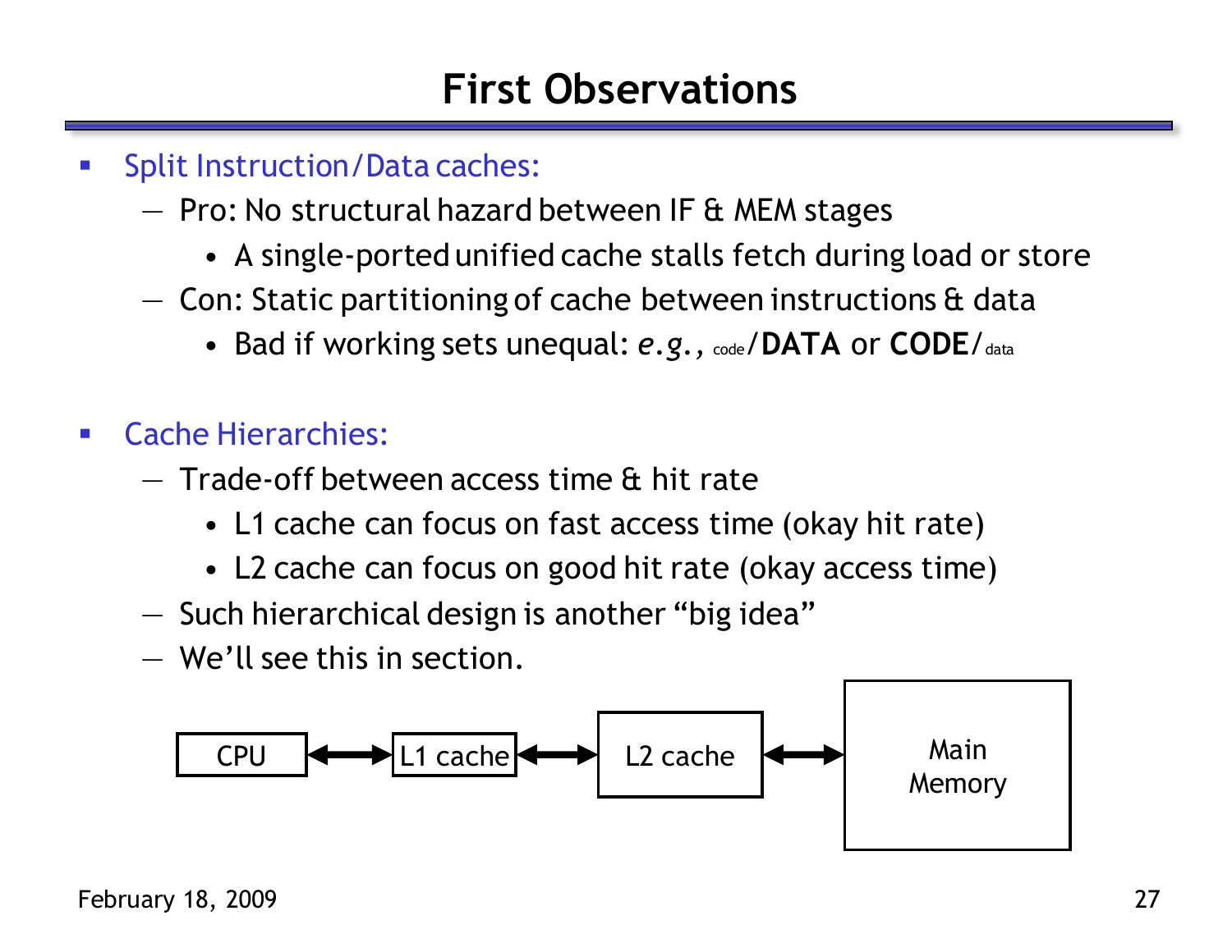# First Observations

- Split Instruction/Data caches:
  - Pro: No structural hazard between IF & MEM stages
    - A single-ported unified cache stalls fetch during load or store
  - Con: Static partitioning of cache between instructions & data
    - Bad if working sets unequal: *e.g.,* code/**DATA** or **CODE**/data

- Cache Hierarchies:
  - Trade-off between access time & hit rate
    - L1 cache can focus on fast access time (okay hit rate)
    - L2 cache can focus on good hit rate (okay access time)
  - Such hierarchical design is another "big idea"
  - We'll see this in section.

CPU ⟷ L1 cache ⟷ L2 cache ⟷ Main Memory

February 18, 2009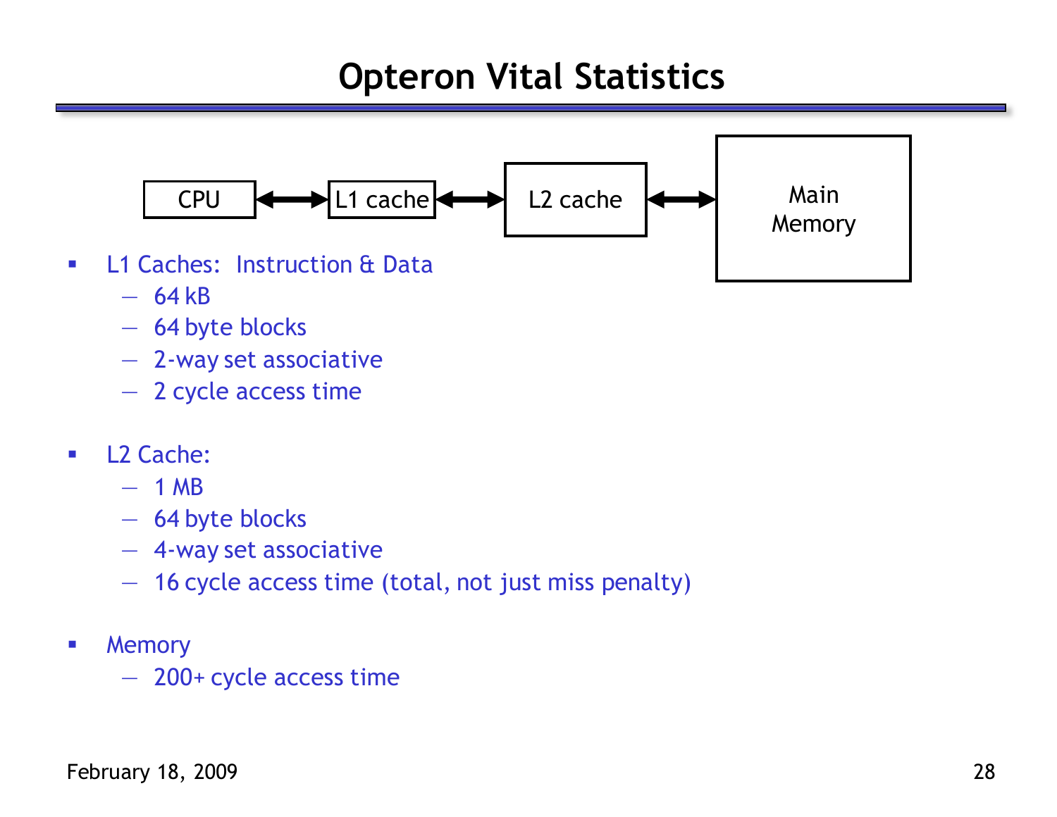# Opteron Vital Statistics

CPU ⟷ L1 cache ⟷ L2 cache ⟷ Main Memory

- L1 Caches: Instruction & Data
  - 64 kB
  - 64 byte blocks
  - 2-way set associative
  - 2 cycle access time
- L2 Cache:
  - 1 MB
  - 64 byte blocks
  - 4-way set associative
  - 16 cycle access time (total, not just miss penalty)
- Memory
  - 200+ cycle access time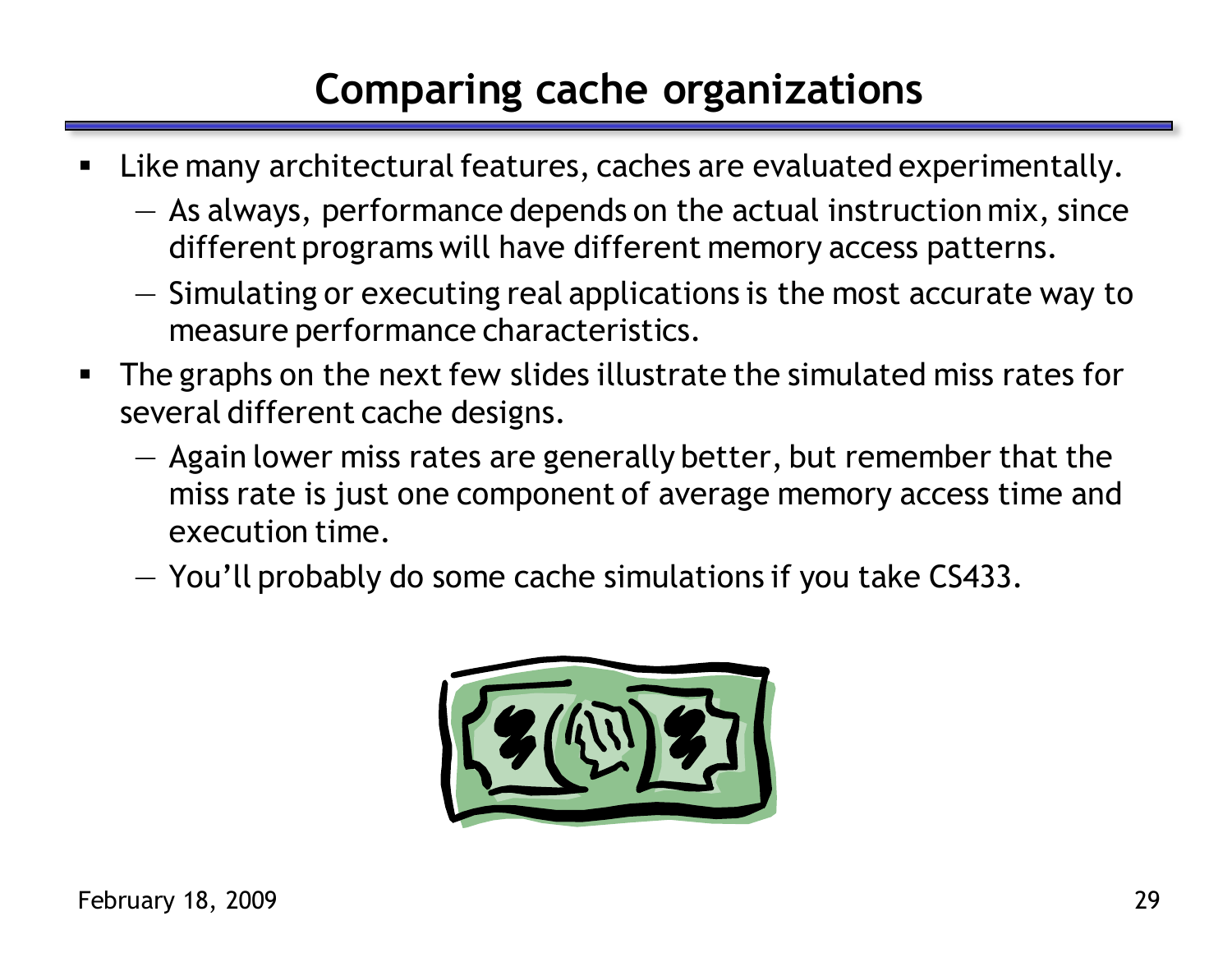# Comparing cache organizations

- Like many architectural features, caches are evaluated experimentally.
  - As always, performance depends on the actual instruction mix, since different programs will have different memory access patterns.
  - Simulating or executing real applications is the most accurate way to measure performance characteristics.
- The graphs on the next few slides illustrate the simulated miss rates for several different cache designs.
  - Again lower miss rates are generally better, but remember that the miss rate is just one component of average memory access time and execution time.
  - You'll probably do some cache simulations if you take CS433.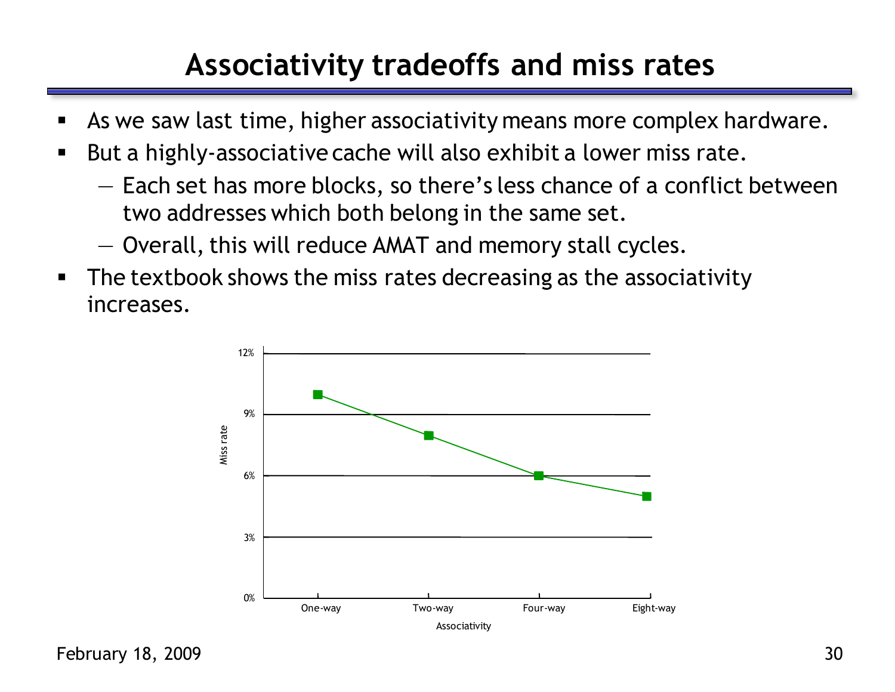# Associativity tradeoffs and miss rates

- As we saw last time, higher associativity means more complex hardware.
- But a highly-associative cache will also exhibit a lower miss rate.
  - Each set has more blocks, so there's less chance of a conflict between two addresses which both belong in the same set.
  - Overall, this will reduce AMAT and memory stall cycles.
- The textbook shows the miss rates decreasing as the associativity increases.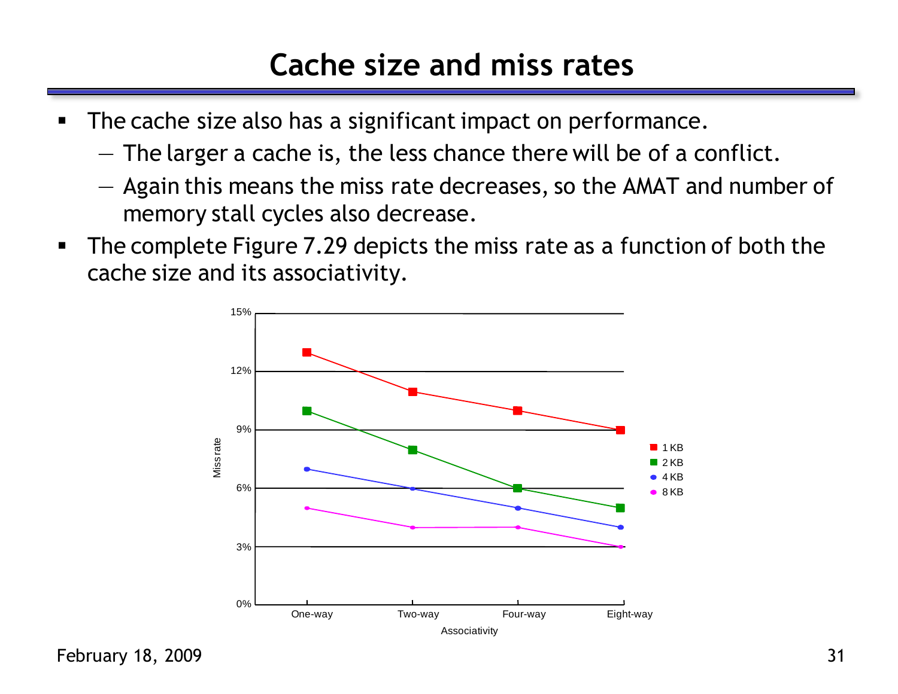# Cache size and miss rates

- The cache size also has a significant impact on performance.
  - The larger a cache is, the less chance there will be of a conflict.
  - Again this means the miss rate decreases, so the AMAT and number of memory stall cycles also decrease.
- The complete Figure 7.29 depicts the miss rate as a function of both the cache size and its associativity.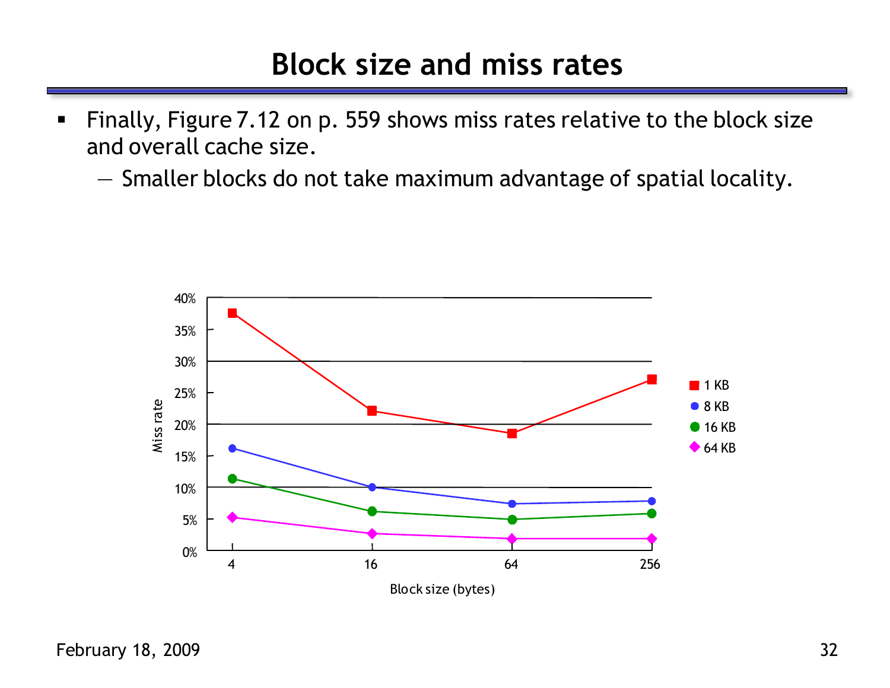# Block size and miss rates

- Finally, Figure 7.12 on p. 559 shows miss rates relative to the block size and overall cache size.
  - Smaller blocks do not take maximum advantage of spatial locality.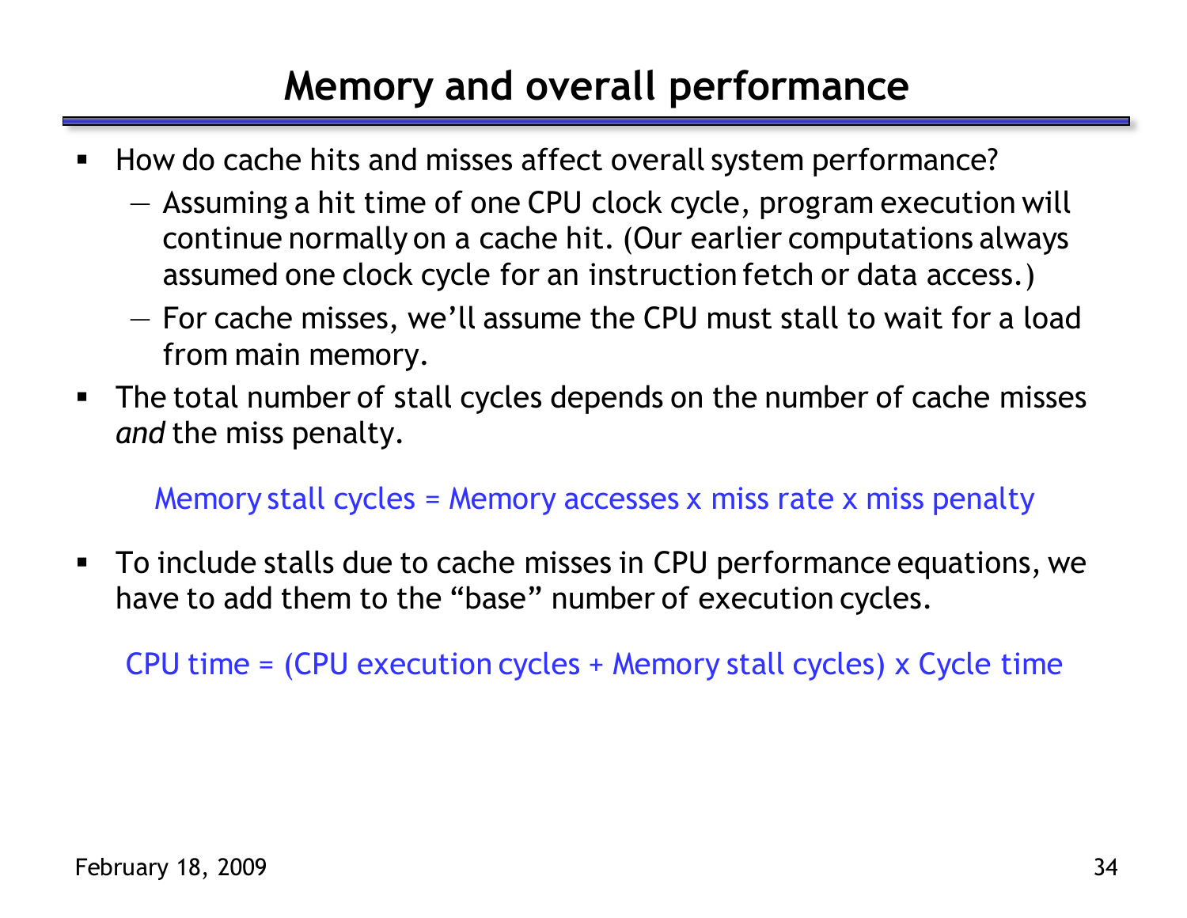# Memory and overall performance

- How do cache hits and misses affect overall system performance?
  - Assuming a hit time of one CPU clock cycle, program execution will continue normally on a cache hit. (Our earlier computations always assumed one clock cycle for an instruction fetch or data access.)
  - For cache misses, we'll assume the CPU must stall to wait for a load from main memory.
- The total number of stall cycles depends on the number of cache misses *and* the miss penalty.

$$\text{Memory stall cycles} = \text{Memory accesses} \times \text{miss rate} \times \text{miss penalty}$$

- To include stalls due to cache misses in CPU performance equations, we have to add them to the "base" number of execution cycles.

$$\text{CPU time} = (\text{CPU execution cycles} + \text{Memory stall cycles}) \times \text{Cycle time}$$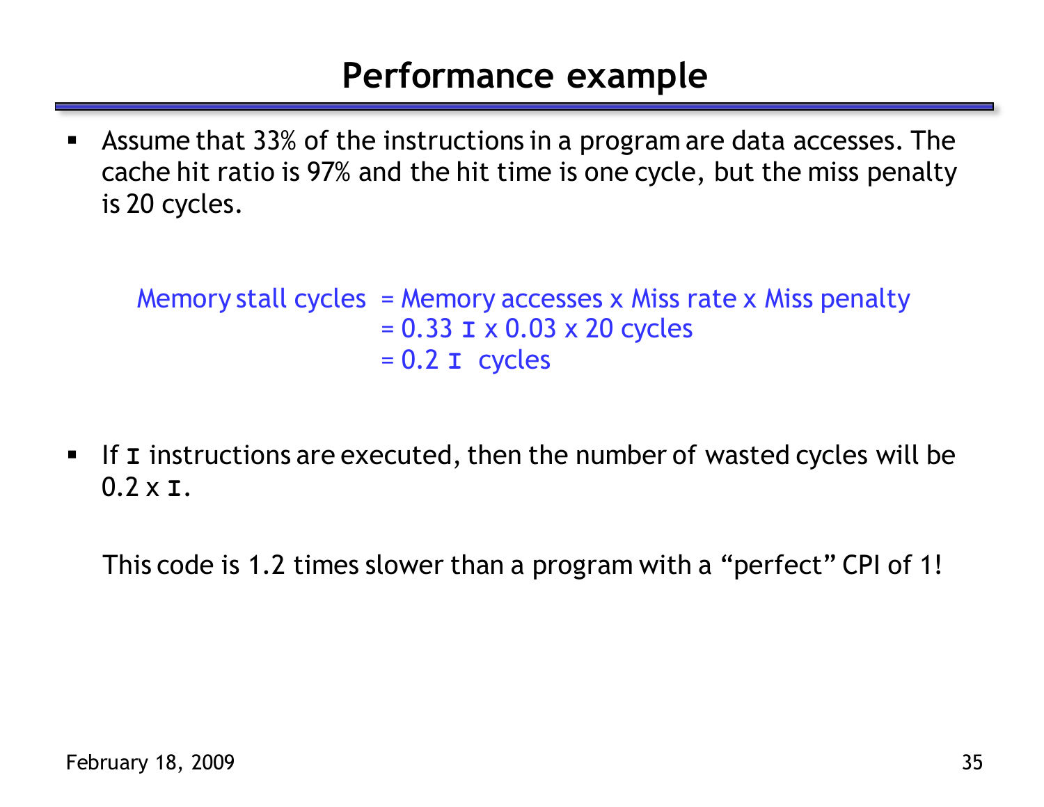# Performance example

- Assume that 33% of the instructions in a program are data accesses. The cache hit ratio is 97% and the hit time is one cycle, but the miss penalty is 20 cycles.

$$
\begin{aligned}
\text{Memory stall cycles} &= \text{Memory accesses} \times \text{Miss rate} \times \text{Miss penalty} \\
&= 0.33\ \mathbf{I} \times 0.03 \times 20 \text{ cycles} \\
&= 0.2\ \mathbf{I} \text{ cycles}
\end{aligned}
$$

- If **I** instructions are executed, then the number of wasted cycles will be $0.2 \times \mathbf{I}$.

  This code is 1.2 times slower than a program with a “perfect” CPI of 1!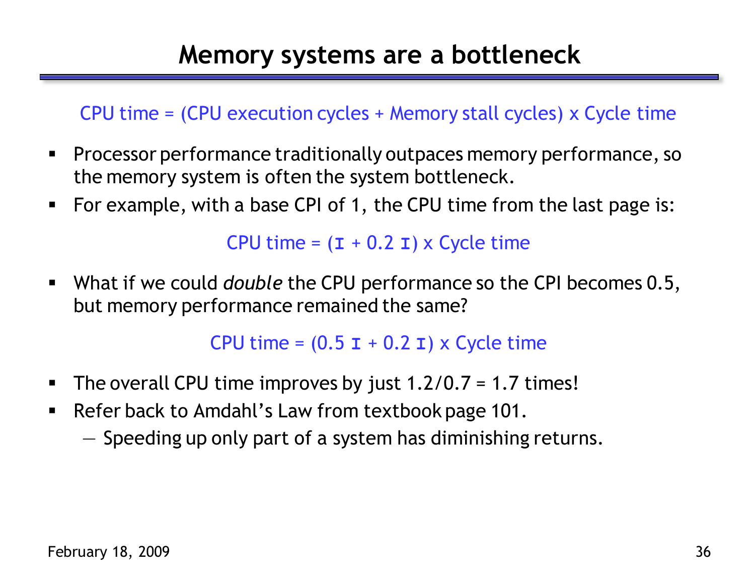# Memory systems are a bottleneck

$$\text{CPU time} = (\text{CPU execution cycles} + \text{Memory stall cycles}) \times \text{Cycle time}$$

- Processor performance traditionally outpaces memory performance, so the memory system is often the system bottleneck.
- For example, with a base CPI of 1, the CPU time from the last page is:

$$\text{CPU time} = (I + 0.2\, I) \times \text{Cycle time}$$

- What if we could *double* the CPU performance so the CPI becomes 0.5, but memory performance remained the same?

$$\text{CPU time} = (0.5\, I + 0.2\, I) \times \text{Cycle time}$$

- The overall CPU time improves by just 1.2/0.7 = 1.7 times!
- Refer back to Amdahl's Law from textbook page 101.
  - Speeding up only part of a system has diminishing returns.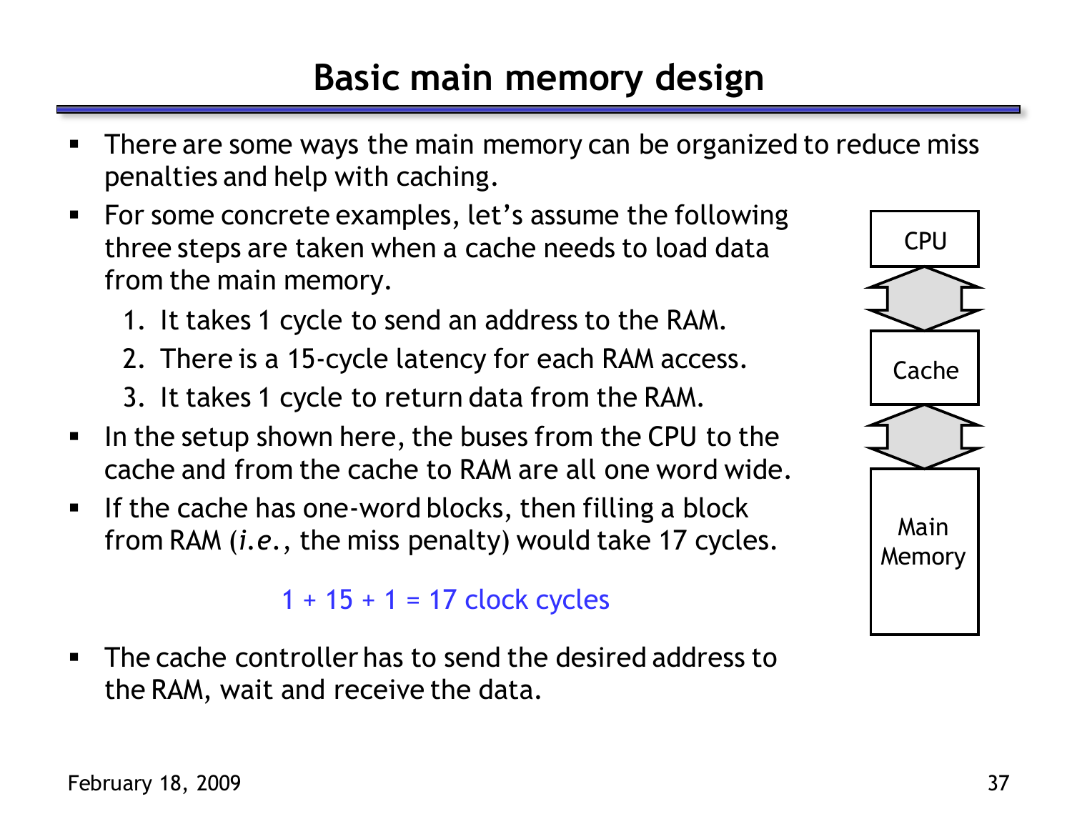# Basic main memory design

- There are some ways the main memory can be organized to reduce miss penalties and help with caching.
- For some concrete examples, let's assume the following three steps are taken when a cache needs to load data from the main memory.
  1. It takes 1 cycle to send an address to the RAM.
  2. There is a 15-cycle latency for each RAM access.
  3. It takes 1 cycle to return data from the RAM.
- In the setup shown here, the buses from the CPU to the cache and from the cache to RAM are all one word wide.
- If the cache has one-word blocks, then filling a block from RAM (*i.e.*, the miss penalty) would take 17 cycles.

$$1 + 15 + 1 = 17 \text{ clock cycles}$$

- The cache controller has to send the desired address to the RAM, wait and receive the data.

CPU

Cache

Main Memory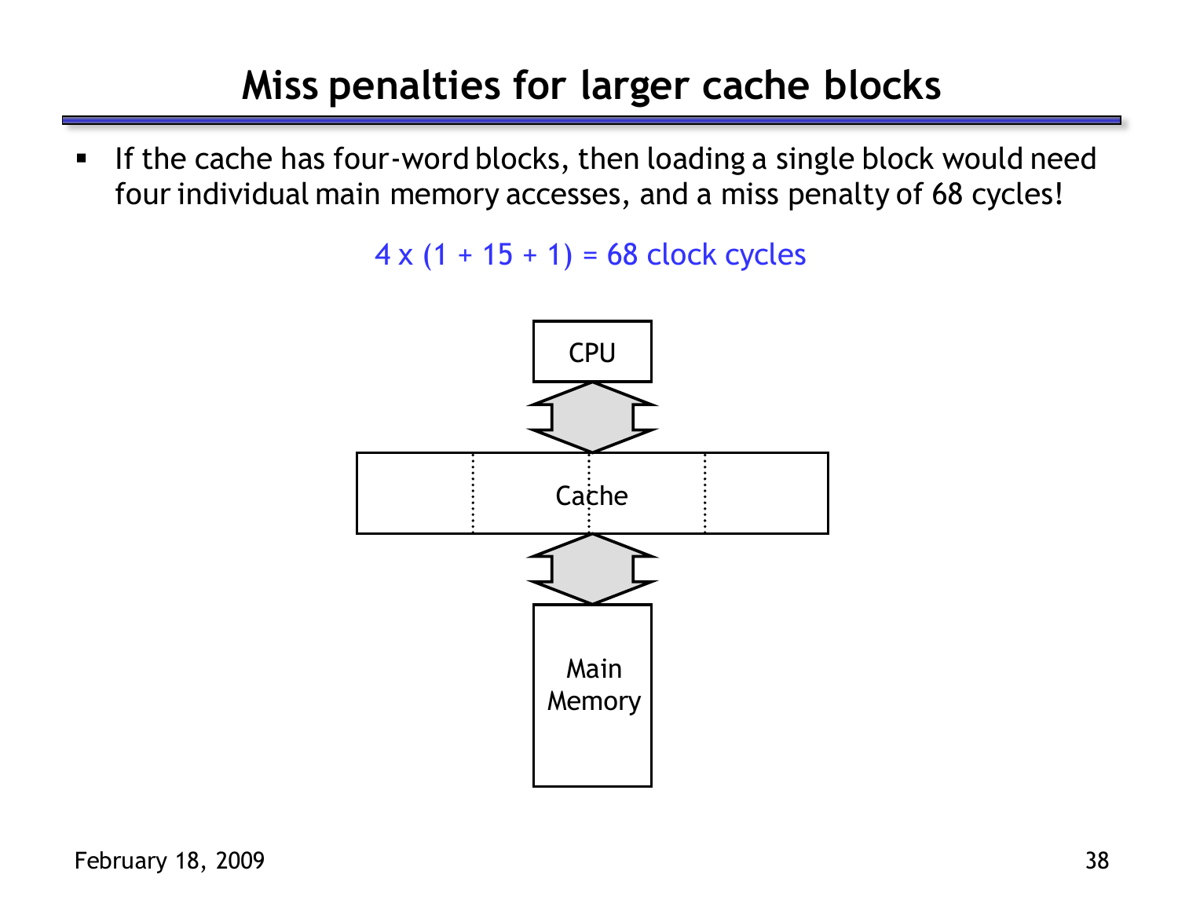# Miss penalties for larger cache blocks

- If the cache has four-word blocks, then loading a single block would need four individual main memory accesses, and a miss penalty of 68 cycles!

$$4 \times (1 + 15 + 1) = 68 \text{ clock cycles}$$

CPU

Cache

Main Memory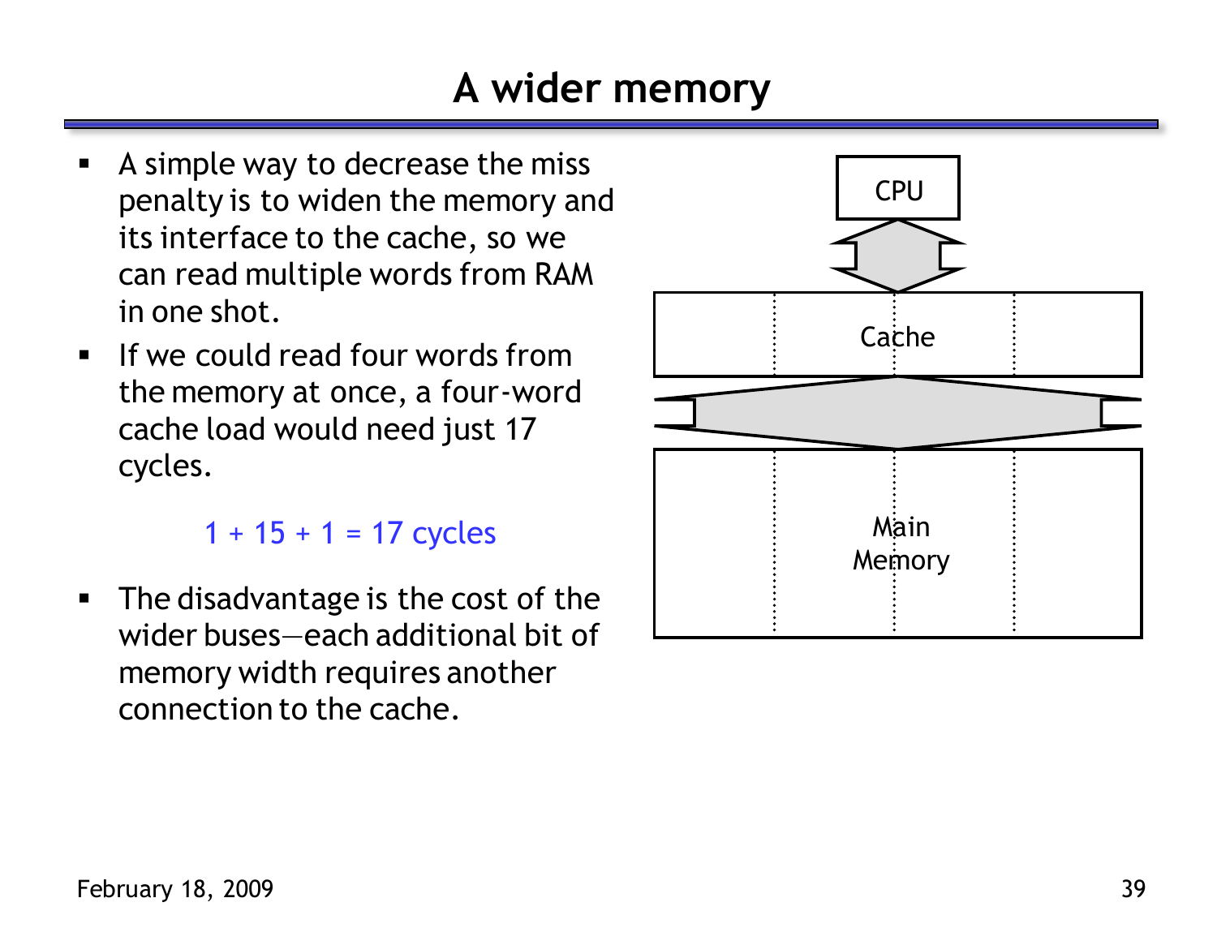# A wider memory

- A simple way to decrease the miss penalty is to widen the memory and its interface to the cache, so we can read multiple words from RAM in one shot.
- If we could read four words from the memory at once, a four-word cache load would need just 17 cycles.

$$1 + 15 + 1 = 17 \text{ cycles}$$

- The disadvantage is the cost of the wider buses—each additional bit of memory width requires another connection to the cache.

CPU

Cache

Main Memory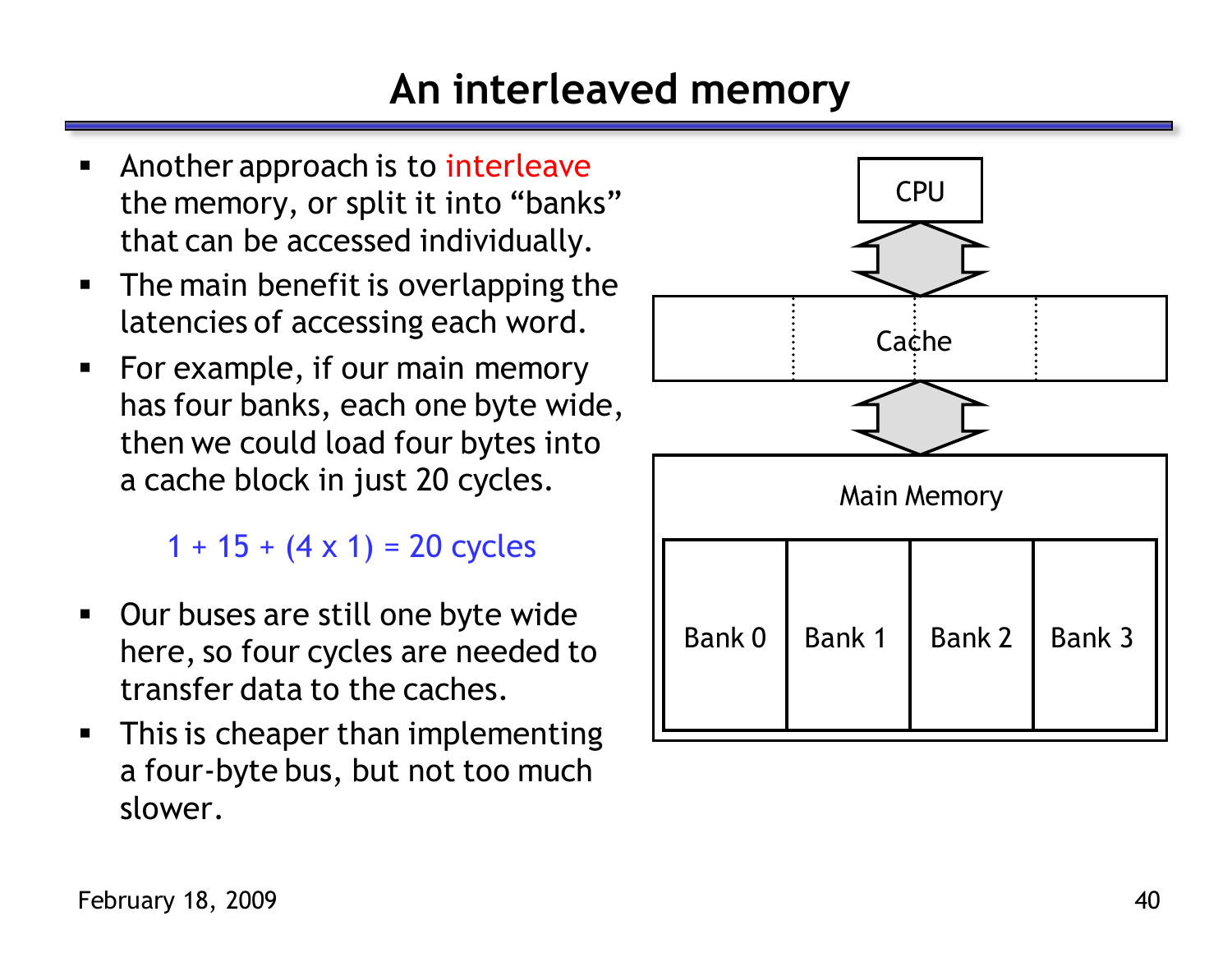# An interleaved memory

- Another approach is to interleave the memory, or split it into "banks" that can be accessed individually.
- The main benefit is overlapping the latencies of accessing each word.
- For example, if our main memory has four banks, each one byte wide, then we could load four bytes into a cache block in just 20 cycles.

$$1 + 15 + (4 \times 1) = 20 \text{ cycles}$$

- Our buses are still one byte wide here, so four cycles are needed to transfer data to the caches.
- This is cheaper than implementing a four-byte bus, but not too much slower.

CPU

Cache

Main Memory

Bank 0 | Bank 1 | Bank 2 | Bank 3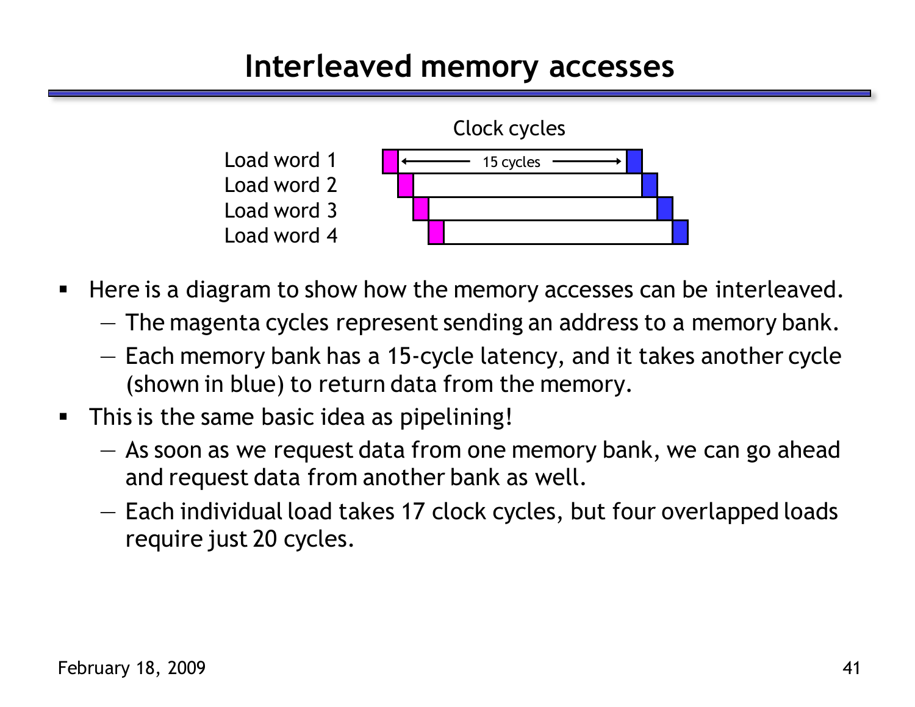# Interleaved memory accesses

Clock cycles

Load word 1
Load word 2
Load word 3
Load word 4

15 cycles

- Here is a diagram to show how the memory accesses can be interleaved.
  - The magenta cycles represent sending an address to a memory bank.
  - Each memory bank has a 15-cycle latency, and it takes another cycle (shown in blue) to return data from the memory.
- This is the same basic idea as pipelining!
  - As soon as we request data from one memory bank, we can go ahead and request data from another bank as well.
  - Each individual load takes 17 clock cycles, but four overlapped loads require just 20 cycles.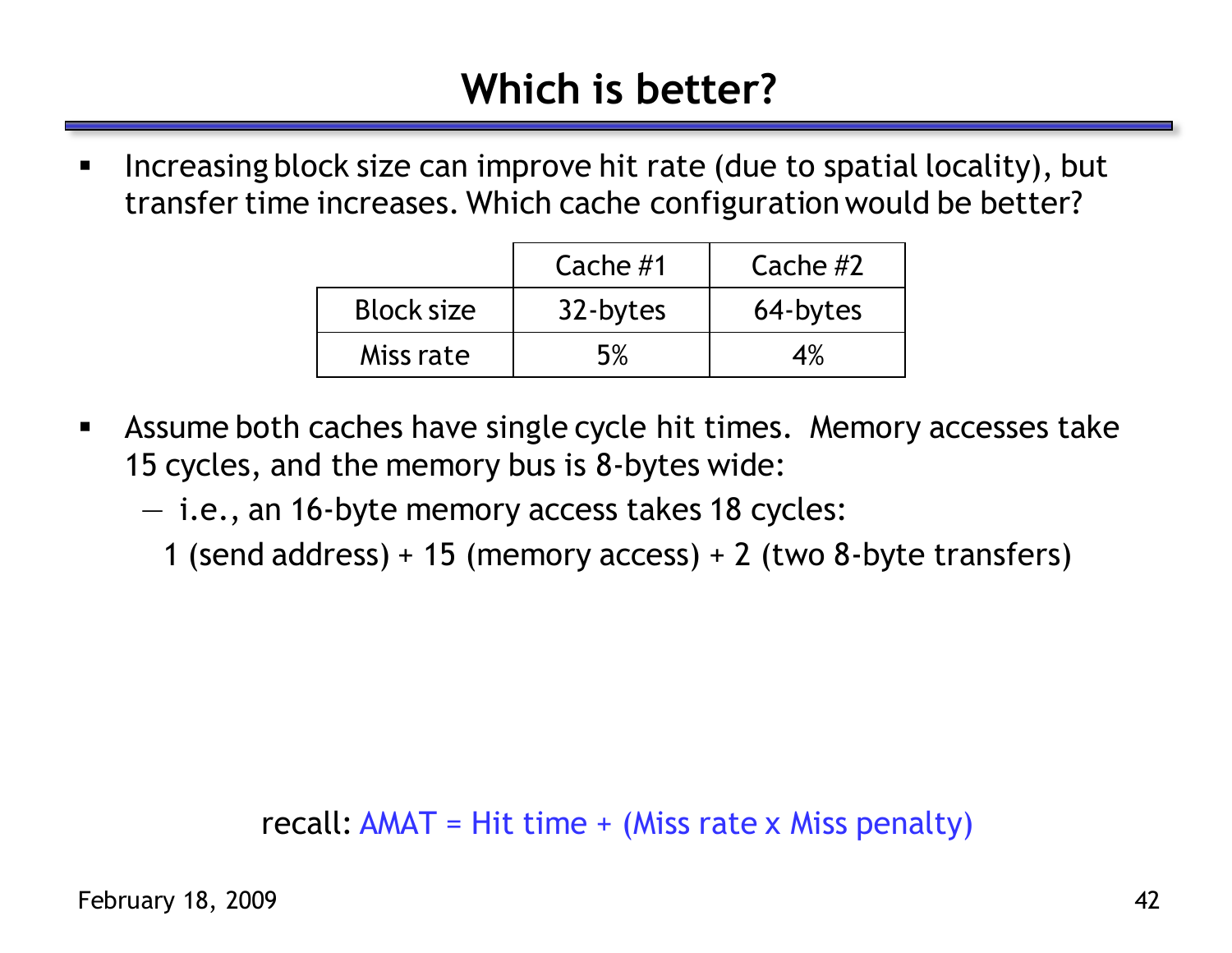# Which is better?

- Increasing block size can improve hit rate (due to spatial locality), but transfer time increases. Which cache configuration would be better?

| | Cache #1 | Cache #2 |
|---|---|---|
| Block size | 32-bytes | 64-bytes |
| Miss rate | 5% | 4% |

- Assume both caches have single cycle hit times. Memory accesses take 15 cycles, and the memory bus is 8-bytes wide:
  - i.e., an 16-byte memory access takes 18 cycles:

    1 (send address) + 15 (memory access) + 2 (two 8-byte transfers)

recall: AMAT = Hit time + (Miss rate x Miss penalty)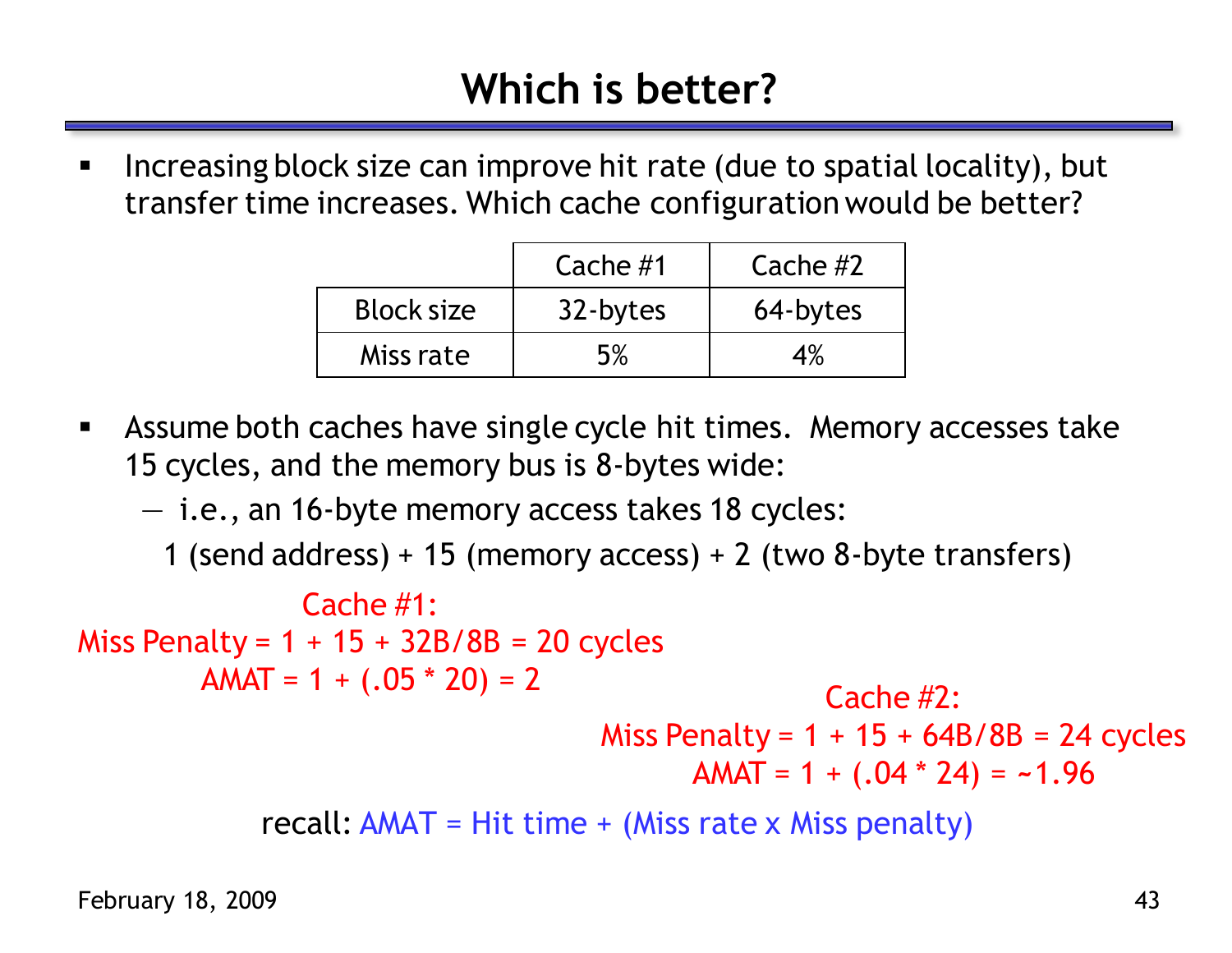# Which is better?

- Increasing block size can improve hit rate (due to spatial locality), but transfer time increases. Which cache configuration would be better?

| | Cache #1 | Cache #2 |
|---|---|---|
| Block size | 32-bytes | 64-bytes |
| Miss rate | 5% | 4% |

- Assume both caches have single cycle hit times. Memory accesses take 15 cycles, and the memory bus is 8-bytes wide:
  - i.e., an 16-byte memory access takes 18 cycles:

    1 (send address) + 15 (memory access) + 2 (two 8-byte transfers)

Cache #1:

Miss Penalty = 1 + 15 + 32B/8B = 20 cycles

AMAT = 1 + (.05 * 20) = 2

Cache #2:

Miss Penalty = 1 + 15 + 64B/8B = 24 cycles

AMAT = 1 + (.04 * 24) = ~1.96

recall: AMAT = Hit time + (Miss rate x Miss penalty)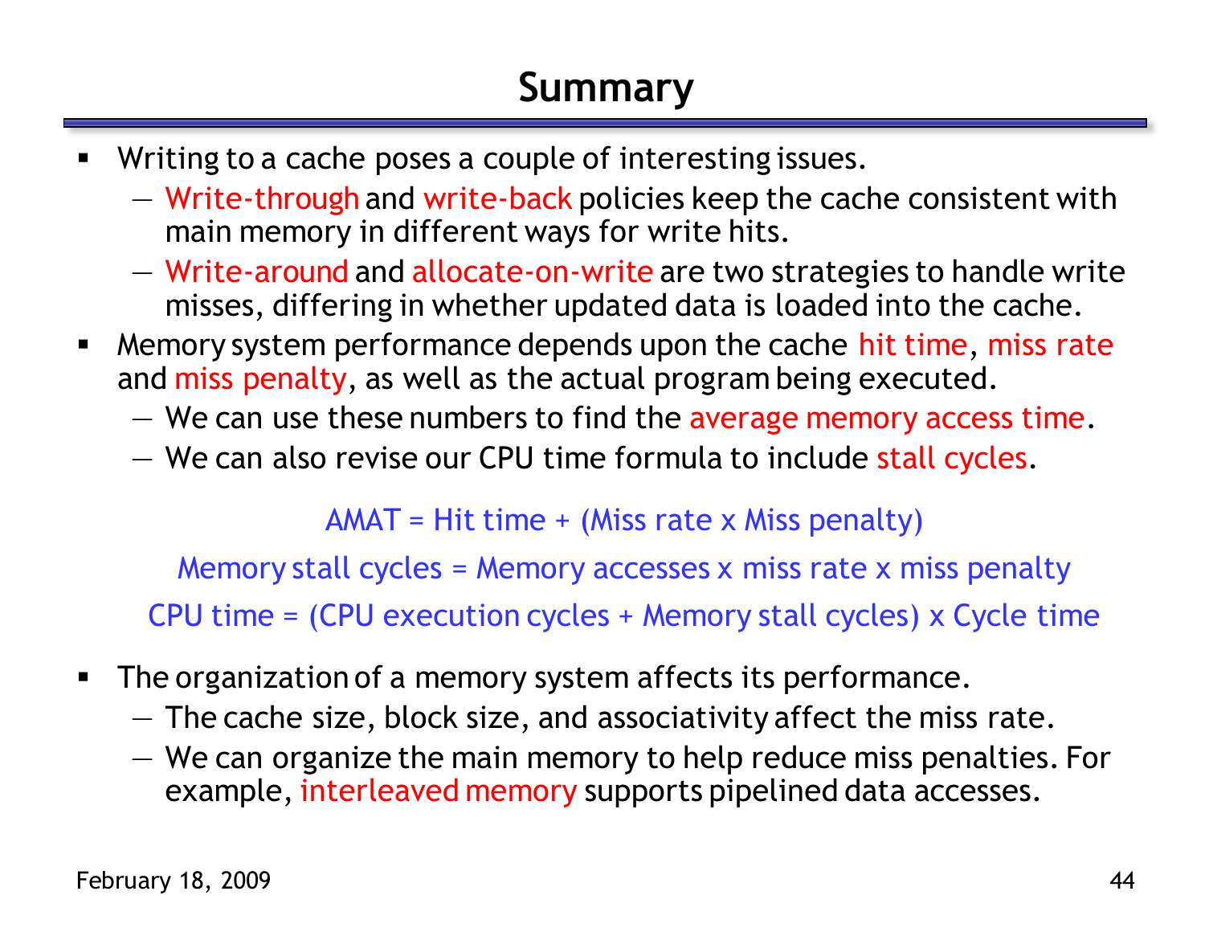# Summary

- Writing to a cache poses a couple of interesting issues.
  - Write-through and write-back policies keep the cache consistent with main memory in different ways for write hits.
  - Write-around and allocate-on-write are two strategies to handle write misses, differing in whether updated data is loaded into the cache.
- Memory system performance depends upon the cache hit time, miss rate and miss penalty, as well as the actual program being executed.
  - We can use these numbers to find the average memory access time.
  - We can also revise our CPU time formula to include stall cycles.

AMAT = Hit time + (Miss rate x Miss penalty)

Memory stall cycles = Memory accesses x miss rate x miss penalty

CPU time = (CPU execution cycles + Memory stall cycles) x Cycle time

- The organization of a memory system affects its performance.
  - The cache size, block size, and associativity affect the miss rate.
  - We can organize the main memory to help reduce miss penalties. For example, interleaved memory supports pipelined data accesses.